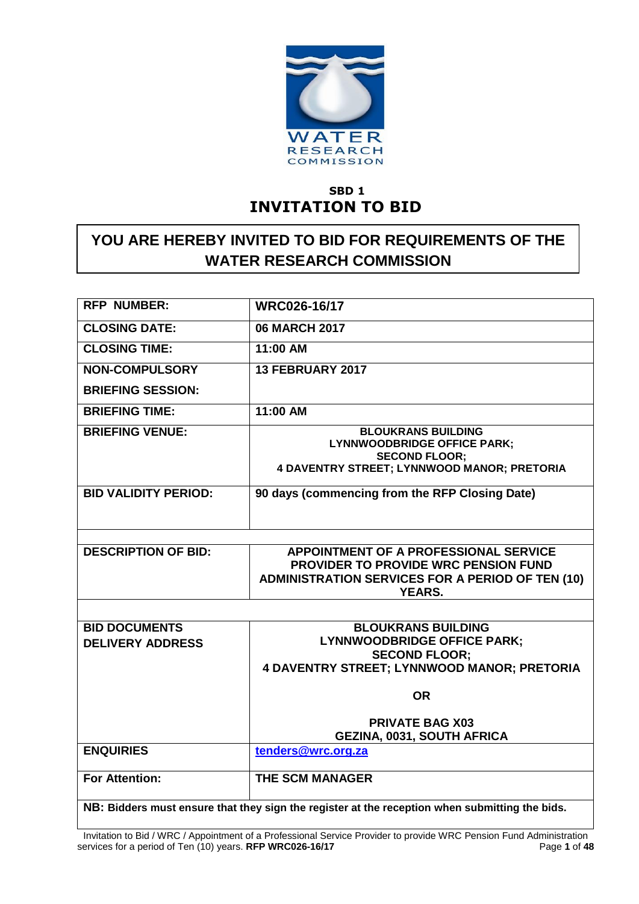**SBD 1**

# INVITATION TO BID

## YOU ARE HEREBY INVITED TO BID FOR REQUIREMENTS OF THE WATER RESEARCH COMMISSION

| | |
|---|---|
| **RFP NUMBER:** | **WRC026-16/17** |
| **CLOSING DATE:** | **06 MARCH 2017** |
| **CLOSING TIME:** | **11:00 AM** |
| **NON-COMPULSORY BRIEFING SESSION:** | **13 FEBRUARY 2017** |
| **BRIEFING TIME:** | **11:00 AM** |
| **BRIEFING VENUE:** | **BLOUKRANS BUILDING LYNNWOODBRIDGE OFFICE PARK; SECOND FLOOR; 4 DAVENTRY STREET; LYNNWOOD MANOR; PRETORIA** |
| **BID VALIDITY PERIOD:** | **90 days (commencing from the RFP Closing Date)** |
| | |
| **DESCRIPTION OF BID:** | **APPOINTMENT OF A PROFESSIONAL SERVICE PROVIDER TO PROVIDE WRC PENSION FUND ADMINISTRATION SERVICES FOR A PERIOD OF TEN (10) YEARS.** |
| | |
| **BID DOCUMENTS DELIVERY ADDRESS** | **BLOUKRANS BUILDING LYNNWOODBRIDGE OFFICE PARK; SECOND FLOOR; 4 DAVENTRY STREET; LYNNWOOD MANOR; PRETORIA**<br><br>**OR**<br><br>**PRIVATE BAG X03 GEZINA, 0031, SOUTH AFRICA** |
| **ENQUIRIES** | tenders@wrc.org.za |
| **For Attention:** | **THE SCM MANAGER** |

**NB: Bidders must ensure that they sign the register at the reception when submitting the bids.**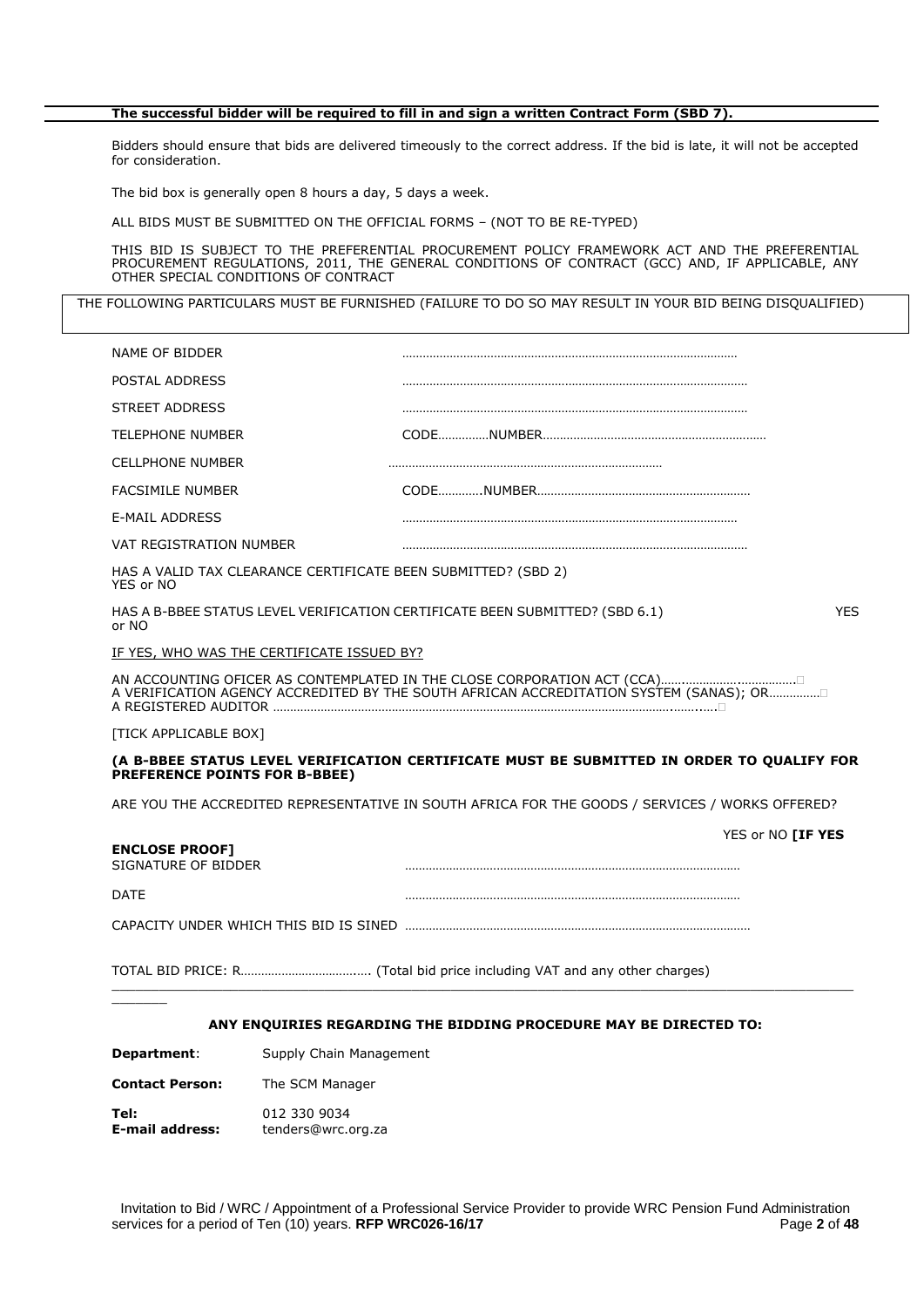**The successful bidder will be required to fill in and sign a written Contract Form (SBD 7).**

Bidders should ensure that bids are delivered timeously to the correct address. If the bid is late, it will not be accepted for consideration.

The bid box is generally open 8 hours a day, 5 days a week.

ALL BIDS MUST BE SUBMITTED ON THE OFFICIAL FORMS – (NOT TO BE RE-TYPED)

THIS BID IS SUBJECT TO THE PREFERENTIAL PROCUREMENT POLICY FRAMEWORK ACT AND THE PREFERENTIAL PROCUREMENT REGULATIONS, 2011, THE GENERAL CONDITIONS OF CONTRACT (GCC) AND, IF APPLICABLE, ANY OTHER SPECIAL CONDITIONS OF CONTRACT

THE FOLLOWING PARTICULARS MUST BE FURNISHED (FAILURE TO DO SO MAY RESULT IN YOUR BID BEING DISQUALIFIED)

NAME OF BIDDER ………………………………………………………………………………………

POSTAL ADDRESS ………………………………………………………………………………………

STREET ADDRESS ………………………………………………………………………………………

TELEPHONE NUMBER CODE……………NUMBER…………………………………………………………

CELLPHONE NUMBER ………………………………………………………………………

FACSIMILE NUMBER CODE…………NUMBER………………………………………………………

E-MAIL ADDRESS ………………………………………………………………………………………

VAT REGISTRATION NUMBER ………………………………………………………………………………………

HAS A VALID TAX CLEARANCE CERTIFICATE BEEN SUBMITTED? (SBD 2)
YES or NO

HAS A B-BBEE STATUS LEVEL VERIFICATION CERTIFICATE BEEN SUBMITTED? (SBD 6.1) YES or NO

IF YES, WHO WAS THE CERTIFICATE ISSUED BY?

AN ACCOUNTING OFICER AS CONTEMPLATED IN THE CLOSE CORPORATION ACT (CCA)……………………………… ☐
A VERIFICATION AGENCY ACCREDITED BY THE SOUTH AFRICAN ACCREDITATION SYSTEM (SANAS); OR…………… ☐
A REGISTERED AUDITOR ……………………………………………………………………………………………… ☐

[TICK APPLICABLE BOX]

**(A B-BBEE STATUS LEVEL VERIFICATION CERTIFICATE MUST BE SUBMITTED IN ORDER TO QUALIFY FOR PREFERENCE POINTS FOR B-BBEE)**

ARE YOU THE ACCREDITED REPRESENTATIVE IN SOUTH AFRICA FOR THE GOODS / SERVICES / WORKS OFFERED?

YES or NO **[IF YES ENCLOSE PROOF]**

SIGNATURE OF BIDDER ………………………………………………………………………………………

DATE ………………………………………………………………………………………

CAPACITY UNDER WHICH THIS BID IS SINED ………………………………………………………………………………………

TOTAL BID PRICE: R……………………………… (Total bid price including VAT and any other charges)

---

**ANY ENQUIRIES REGARDING THE BIDDING PROCEDURE MAY BE DIRECTED TO:**

**Department**: Supply Chain Management

**Contact Person:** The SCM Manager

**Tel:** 012 330 9034
**E-mail address:** tenders@wrc.org.za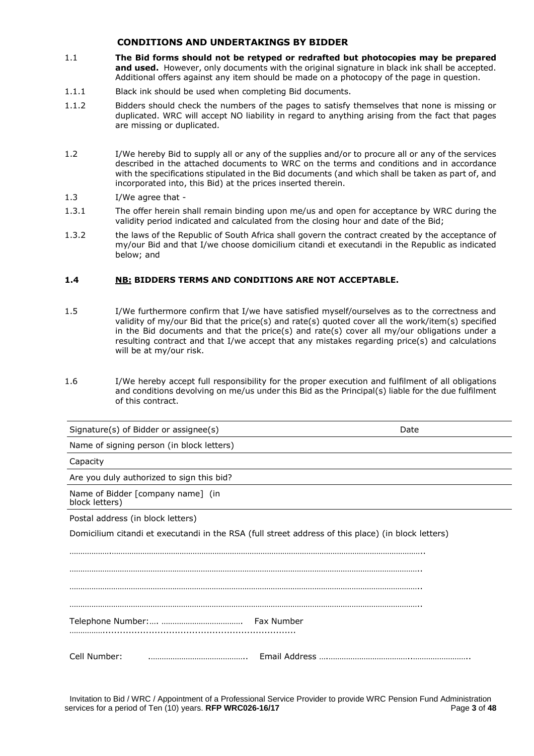## CONDITIONS AND UNDERTAKINGS BY BIDDER

1.1 **The Bid forms should not be retyped or redrafted but photocopies may be prepared and used.** However, only documents with the original signature in black ink shall be accepted. Additional offers against any item should be made on a photocopy of the page in question.

1.1.1 Black ink should be used when completing Bid documents.

1.1.2 Bidders should check the numbers of the pages to satisfy themselves that none is missing or duplicated. WRC will accept NO liability in regard to anything arising from the fact that pages are missing or duplicated.

1.2 I/We hereby Bid to supply all or any of the supplies and/or to procure all or any of the services described in the attached documents to WRC on the terms and conditions and in accordance with the specifications stipulated in the Bid documents (and which shall be taken as part of, and incorporated into, this Bid) at the prices inserted therein.

1.3 I/We agree that -

1.3.1 The offer herein shall remain binding upon me/us and open for acceptance by WRC during the validity period indicated and calculated from the closing hour and date of the Bid;

1.3.2 the laws of the Republic of South Africa shall govern the contract created by the acceptance of my/our Bid and that I/we choose domicilium citandi et executandi in the Republic as indicated below; and

**1.4 <u>NB:</u> BIDDERS TERMS AND CONDITIONS ARE NOT ACCEPTABLE.**

1.5 I/We furthermore confirm that I/we have satisfied myself/ourselves as to the correctness and validity of my/our Bid that the price(s) and rate(s) quoted cover all the work/item(s) specified in the Bid documents and that the price(s) and rate(s) cover all my/our obligations under a resulting contract and that I/we accept that any mistakes regarding price(s) and calculations will be at my/our risk.

1.6 I/We hereby accept full responsibility for the proper execution and fulfilment of all obligations and conditions devolving on me/us under this Bid as the Principal(s) liable for the due fulfilment of this contract.

Signature(s) of Bidder or assignee(s) Date

Name of signing person (in block letters)

Capacity

Are you duly authorized to sign this bid?

Name of Bidder [company name] (in block letters)

Postal address (in block letters)

Domicilium citandi et executandi in the RSA (full street address of this place) (in block letters)

…………………………………………………………………………………………………………………………………………..

…………………………………………………………………………………………………………………………………………..

…………………………………………………………………………………………………………………………………………..

…………………………………………………………………………………………………………………………………………..

Telephone Number:…. ………………………………. Fax Number ……………..................................................................

Cell Number: …………………………………….. Email Address ….……………………………..……………………..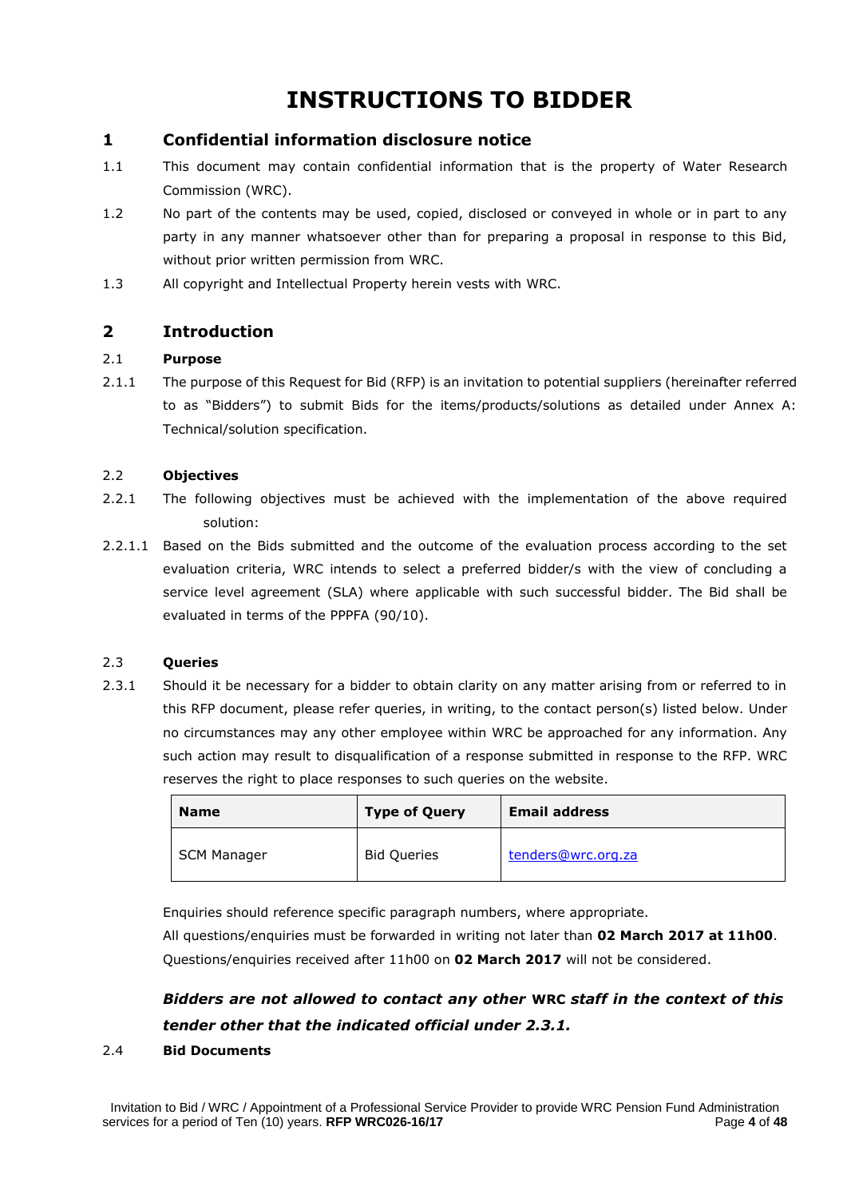# INSTRUCTIONS TO BIDDER

## 1 Confidential information disclosure notice

1.1 This document may contain confidential information that is the property of Water Research Commission (WRC).

1.2 No part of the contents may be used, copied, disclosed or conveyed in whole or in part to any party in any manner whatsoever other than for preparing a proposal in response to this Bid, without prior written permission from WRC.

1.3 All copyright and Intellectual Property herein vests with WRC.

## 2 Introduction

### 2.1 Purpose

2.1.1 The purpose of this Request for Bid (RFP) is an invitation to potential suppliers (hereinafter referred to as "Bidders") to submit Bids for the items/products/solutions as detailed under Annex A: Technical/solution specification.

### 2.2 Objectives

2.2.1 The following objectives must be achieved with the implementation of the above required solution:

2.2.1.1 Based on the Bids submitted and the outcome of the evaluation process according to the set evaluation criteria, WRC intends to select a preferred bidder/s with the view of concluding a service level agreement (SLA) where applicable with such successful bidder. The Bid shall be evaluated in terms of the PPPFA (90/10).

### 2.3 Queries

2.3.1 Should it be necessary for a bidder to obtain clarity on any matter arising from or referred to in this RFP document, please refer queries, in writing, to the contact person(s) listed below. Under no circumstances may any other employee within WRC be approached for any information. Any such action may result to disqualification of a response submitted in response to the RFP. WRC reserves the right to place responses to such queries on the website.

| Name | Type of Query | Email address |
|---|---|---|
| SCM Manager | Bid Queries | tenders@wrc.org.za |

Enquiries should reference specific paragraph numbers, where appropriate.
All questions/enquiries must be forwarded in writing not later than **02 March 2017 at 11h00**.
Questions/enquiries received after 11h00 on **02 March 2017** will not be considered.

***Bidders are not allowed to contact any other WRC staff in the context of this tender other that the indicated official under 2.3.1.***

### 2.4 Bid Documents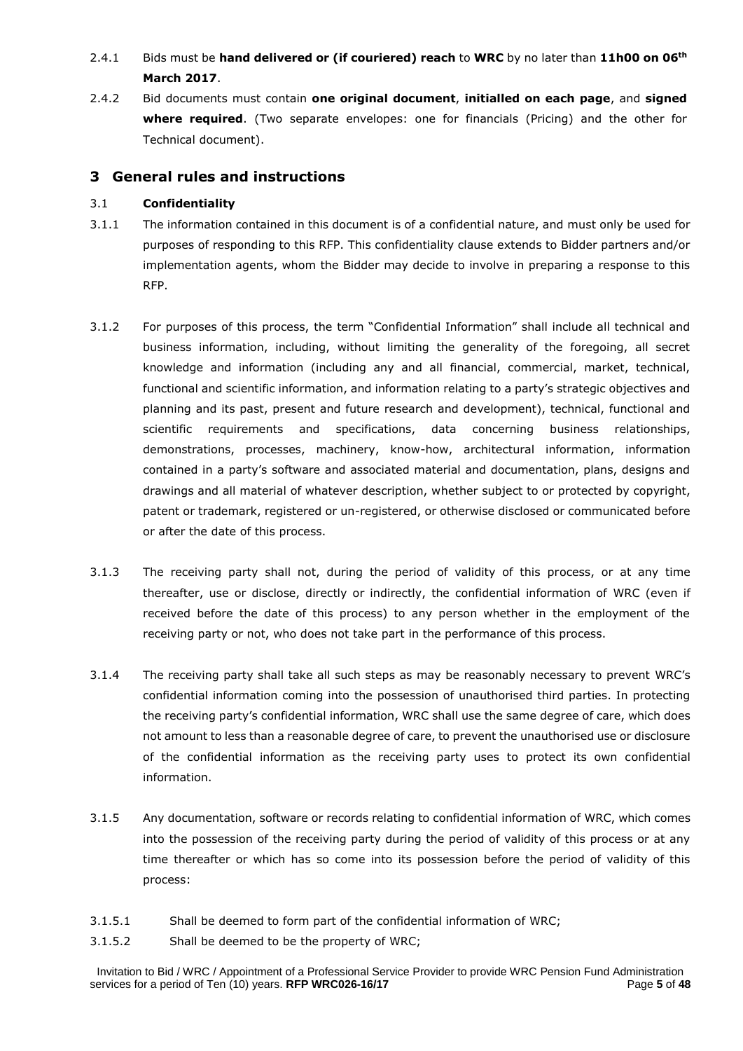2.4.1 Bids must be **hand delivered or (if couriered) reach** to **WRC** by no later than **11h00 on 06th March 2017**.

2.4.2 Bid documents must contain **one original document**, **initialled on each page**, and **signed where required**. (Two separate envelopes: one for financials (Pricing) and the other for Technical document).

## 3 General rules and instructions

### 3.1 Confidentiality

3.1.1 The information contained in this document is of a confidential nature, and must only be used for purposes of responding to this RFP. This confidentiality clause extends to Bidder partners and/or implementation agents, whom the Bidder may decide to involve in preparing a response to this RFP.

3.1.2 For purposes of this process, the term "Confidential Information" shall include all technical and business information, including, without limiting the generality of the foregoing, all secret knowledge and information (including any and all financial, commercial, market, technical, functional and scientific information, and information relating to a party's strategic objectives and planning and its past, present and future research and development), technical, functional and scientific requirements and specifications, data concerning business relationships, demonstrations, processes, machinery, know-how, architectural information, information contained in a party's software and associated material and documentation, plans, designs and drawings and all material of whatever description, whether subject to or protected by copyright, patent or trademark, registered or un-registered, or otherwise disclosed or communicated before or after the date of this process.

3.1.3 The receiving party shall not, during the period of validity of this process, or at any time thereafter, use or disclose, directly or indirectly, the confidential information of WRC (even if received before the date of this process) to any person whether in the employment of the receiving party or not, who does not take part in the performance of this process.

3.1.4 The receiving party shall take all such steps as may be reasonably necessary to prevent WRC's confidential information coming into the possession of unauthorised third parties. In protecting the receiving party's confidential information, WRC shall use the same degree of care, which does not amount to less than a reasonable degree of care, to prevent the unauthorised use or disclosure of the confidential information as the receiving party uses to protect its own confidential information.

3.1.5 Any documentation, software or records relating to confidential information of WRC, which comes into the possession of the receiving party during the period of validity of this process or at any time thereafter or which has so come into its possession before the period of validity of this process:

3.1.5.1 Shall be deemed to form part of the confidential information of WRC;

3.1.5.2 Shall be deemed to be the property of WRC;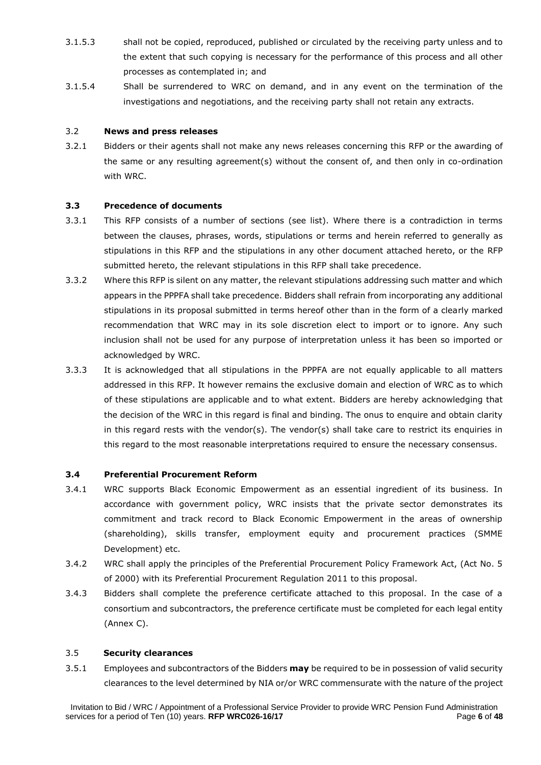3.1.5.3 shall not be copied, reproduced, published or circulated by the receiving party unless and to the extent that such copying is necessary for the performance of this process and all other processes as contemplated in; and

3.1.5.4 Shall be surrendered to WRC on demand, and in any event on the termination of the investigations and negotiations, and the receiving party shall not retain any extracts.

### 3.2 News and press releases

3.2.1 Bidders or their agents shall not make any news releases concerning this RFP or the awarding of the same or any resulting agreement(s) without the consent of, and then only in co-ordination with WRC.

### 3.3 Precedence of documents

3.3.1 This RFP consists of a number of sections (see list). Where there is a contradiction in terms between the clauses, phrases, words, stipulations or terms and herein referred to generally as stipulations in this RFP and the stipulations in any other document attached hereto, or the RFP submitted hereto, the relevant stipulations in this RFP shall take precedence.

3.3.2 Where this RFP is silent on any matter, the relevant stipulations addressing such matter and which appears in the PPPFA shall take precedence. Bidders shall refrain from incorporating any additional stipulations in its proposal submitted in terms hereof other than in the form of a clearly marked recommendation that WRC may in its sole discretion elect to import or to ignore. Any such inclusion shall not be used for any purpose of interpretation unless it has been so imported or acknowledged by WRC.

3.3.3 It is acknowledged that all stipulations in the PPPFA are not equally applicable to all matters addressed in this RFP. It however remains the exclusive domain and election of WRC as to which of these stipulations are applicable and to what extent. Bidders are hereby acknowledging that the decision of the WRC in this regard is final and binding. The onus to enquire and obtain clarity in this regard rests with the vendor(s). The vendor(s) shall take care to restrict its enquiries in this regard to the most reasonable interpretations required to ensure the necessary consensus.

### 3.4 Preferential Procurement Reform

3.4.1 WRC supports Black Economic Empowerment as an essential ingredient of its business. In accordance with government policy, WRC insists that the private sector demonstrates its commitment and track record to Black Economic Empowerment in the areas of ownership (shareholding), skills transfer, employment equity and procurement practices (SMME Development) etc.

3.4.2 WRC shall apply the principles of the Preferential Procurement Policy Framework Act, (Act No. 5 of 2000) with its Preferential Procurement Regulation 2011 to this proposal.

3.4.3 Bidders shall complete the preference certificate attached to this proposal. In the case of a consortium and subcontractors, the preference certificate must be completed for each legal entity (Annex C).

### 3.5 Security clearances

3.5.1 Employees and subcontractors of the Bidders **may** be required to be in possession of valid security clearances to the level determined by NIA or/or WRC commensurate with the nature of the project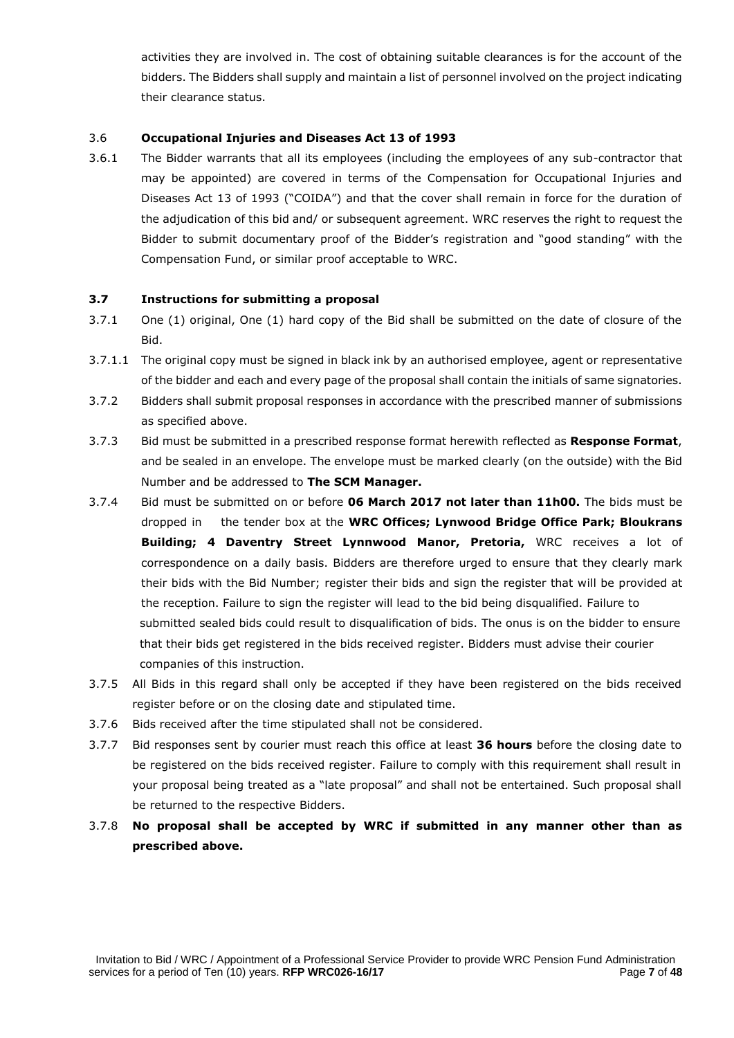activities they are involved in. The cost of obtaining suitable clearances is for the account of the bidders. The Bidders shall supply and maintain a list of personnel involved on the project indicating their clearance status.

3.6 **Occupational Injuries and Diseases Act 13 of 1993**

3.6.1 The Bidder warrants that all its employees (including the employees of any sub-contractor that may be appointed) are covered in terms of the Compensation for Occupational Injuries and Diseases Act 13 of 1993 ("COIDA") and that the cover shall remain in force for the duration of the adjudication of this bid and/ or subsequent agreement. WRC reserves the right to request the Bidder to submit documentary proof of the Bidder's registration and "good standing" with the Compensation Fund, or similar proof acceptable to WRC.

**3.7 Instructions for submitting a proposal**

3.7.1 One (1) original, One (1) hard copy of the Bid shall be submitted on the date of closure of the Bid.

3.7.1.1 The original copy must be signed in black ink by an authorised employee, agent or representative of the bidder and each and every page of the proposal shall contain the initials of same signatories.

3.7.2 Bidders shall submit proposal responses in accordance with the prescribed manner of submissions as specified above.

3.7.3 Bid must be submitted in a prescribed response format herewith reflected as **Response Format**, and be sealed in an envelope. The envelope must be marked clearly (on the outside) with the Bid Number and be addressed to **The SCM Manager.**

3.7.4 Bid must be submitted on or before **06 March 2017 not later than 11h00.** The bids must be dropped in the tender box at the **WRC Offices; Lynwood Bridge Office Park; Bloukrans Building; 4 Daventry Street Lynnwood Manor, Pretoria,** WRC receives a lot of correspondence on a daily basis. Bidders are therefore urged to ensure that they clearly mark their bids with the Bid Number; register their bids and sign the register that will be provided at the reception. Failure to sign the register will lead to the bid being disqualified. Failure to submitted sealed bids could result to disqualification of bids. The onus is on the bidder to ensure that their bids get registered in the bids received register. Bidders must advise their courier companies of this instruction.

3.7.5 All Bids in this regard shall only be accepted if they have been registered on the bids received register before or on the closing date and stipulated time.

3.7.6 Bids received after the time stipulated shall not be considered.

3.7.7 Bid responses sent by courier must reach this office at least **36 hours** before the closing date to be registered on the bids received register. Failure to comply with this requirement shall result in your proposal being treated as a "late proposal" and shall not be entertained. Such proposal shall be returned to the respective Bidders.

3.7.8 **No proposal shall be accepted by WRC if submitted in any manner other than as prescribed above.**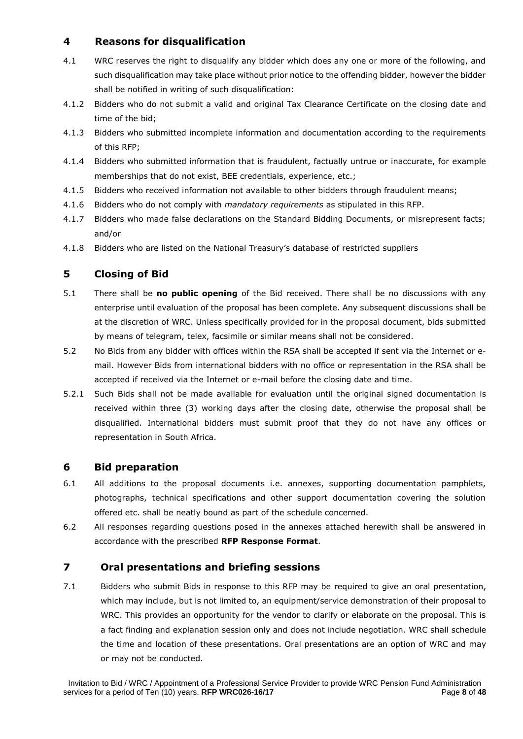## 4 Reasons for disqualification

4.1 WRC reserves the right to disqualify any bidder which does any one or more of the following, and such disqualification may take place without prior notice to the offending bidder, however the bidder shall be notified in writing of such disqualification:

4.1.2 Bidders who do not submit a valid and original Tax Clearance Certificate on the closing date and time of the bid;

4.1.3 Bidders who submitted incomplete information and documentation according to the requirements of this RFP;

4.1.4 Bidders who submitted information that is fraudulent, factually untrue or inaccurate, for example memberships that do not exist, BEE credentials, experience, etc.;

4.1.5 Bidders who received information not available to other bidders through fraudulent means;

4.1.6 Bidders who do not comply with *mandatory requirements* as stipulated in this RFP.

4.1.7 Bidders who made false declarations on the Standard Bidding Documents, or misrepresent facts; and/or

4.1.8 Bidders who are listed on the National Treasury's database of restricted suppliers

## 5 Closing of Bid

5.1 There shall be **no public opening** of the Bid received. There shall be no discussions with any enterprise until evaluation of the proposal has been complete. Any subsequent discussions shall be at the discretion of WRC. Unless specifically provided for in the proposal document, bids submitted by means of telegram, telex, facsimile or similar means shall not be considered.

5.2 No Bids from any bidder with offices within the RSA shall be accepted if sent via the Internet or e-mail. However Bids from international bidders with no office or representation in the RSA shall be accepted if received via the Internet or e-mail before the closing date and time.

5.2.1 Such Bids shall not be made available for evaluation until the original signed documentation is received within three (3) working days after the closing date, otherwise the proposal shall be disqualified. International bidders must submit proof that they do not have any offices or representation in South Africa.

## 6 Bid preparation

6.1 All additions to the proposal documents i.e. annexes, supporting documentation pamphlets, photographs, technical specifications and other support documentation covering the solution offered etc. shall be neatly bound as part of the schedule concerned.

6.2 All responses regarding questions posed in the annexes attached herewith shall be answered in accordance with the prescribed **RFP Response Format**.

## 7 Oral presentations and briefing sessions

7.1 Bidders who submit Bids in response to this RFP may be required to give an oral presentation, which may include, but is not limited to, an equipment/service demonstration of their proposal to WRC. This provides an opportunity for the vendor to clarify or elaborate on the proposal. This is a fact finding and explanation session only and does not include negotiation. WRC shall schedule the time and location of these presentations. Oral presentations are an option of WRC and may or may not be conducted.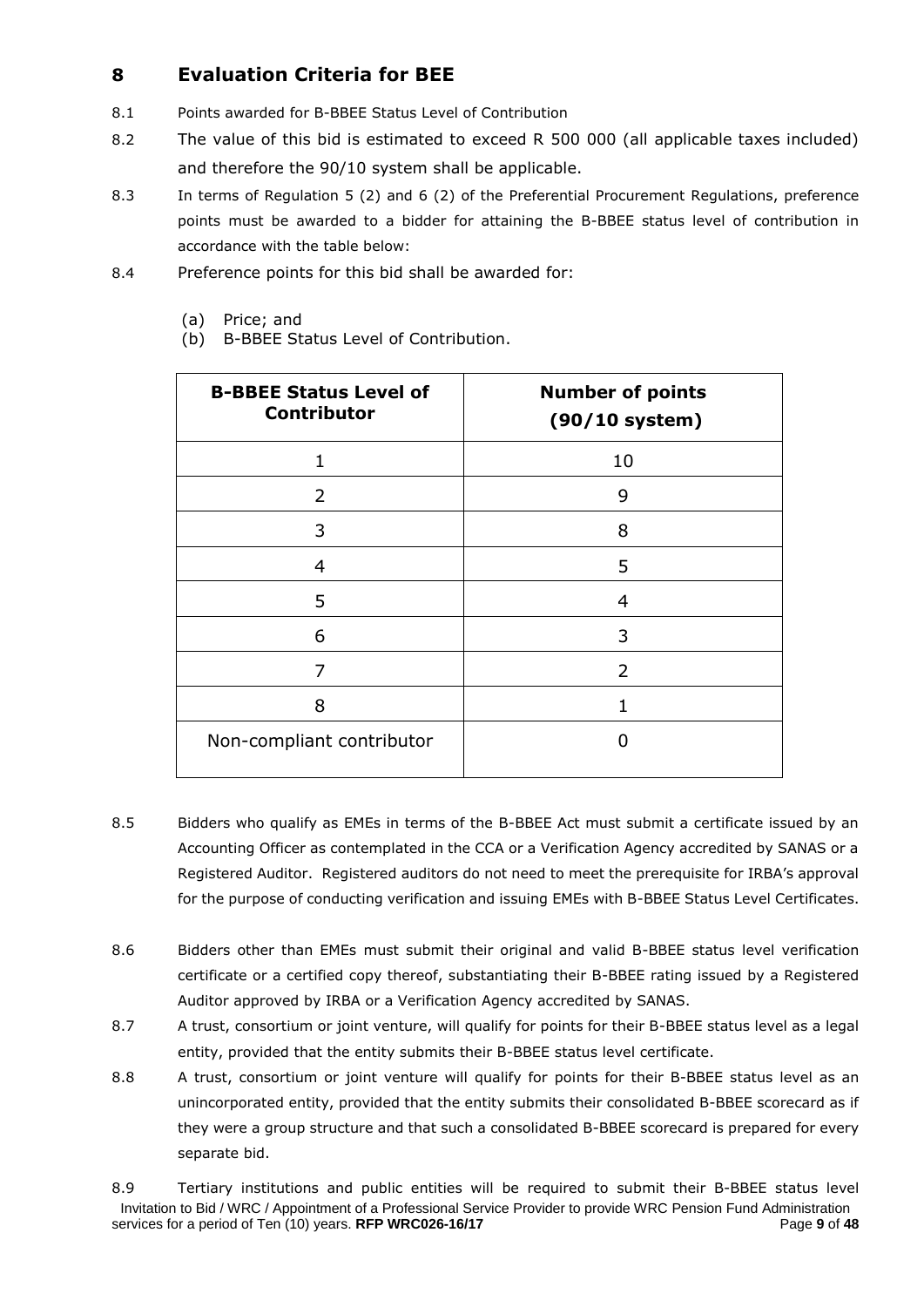## 8 Evaluation Criteria for BEE

8.1 Points awarded for B-BBEE Status Level of Contribution

8.2 The value of this bid is estimated to exceed R 500 000 (all applicable taxes included) and therefore the 90/10 system shall be applicable.

8.3 In terms of Regulation 5 (2) and 6 (2) of the Preferential Procurement Regulations, preference points must be awarded to a bidder for attaining the B-BBEE status level of contribution in accordance with the table below:

8.4 Preference points for this bid shall be awarded for:

(a) Price; and
(b) B-BBEE Status Level of Contribution.

| B-BBEE Status Level of Contributor | Number of points (90/10 system) |
| --- | --- |
| 1 | 10 |
| 2 | 9 |
| 3 | 8 |
| 4 | 5 |
| 5 | 4 |
| 6 | 3 |
| 7 | 2 |
| 8 | 1 |
| Non-compliant contributor | 0 |

8.5 Bidders who qualify as EMEs in terms of the B-BBEE Act must submit a certificate issued by an Accounting Officer as contemplated in the CCA or a Verification Agency accredited by SANAS or a Registered Auditor. Registered auditors do not need to meet the prerequisite for IRBA's approval for the purpose of conducting verification and issuing EMEs with B-BBEE Status Level Certificates.

8.6 Bidders other than EMEs must submit their original and valid B-BBEE status level verification certificate or a certified copy thereof, substantiating their B-BBEE rating issued by a Registered Auditor approved by IRBA or a Verification Agency accredited by SANAS.

8.7 A trust, consortium or joint venture, will qualify for points for their B-BBEE status level as a legal entity, provided that the entity submits their B-BBEE status level certificate.

8.8 A trust, consortium or joint venture will qualify for points for their B-BBEE status level as an unincorporated entity, provided that the entity submits their consolidated B-BBEE scorecard as if they were a group structure and that such a consolidated B-BBEE scorecard is prepared for every separate bid.

8.9 Tertiary institutions and public entities will be required to submit their B-BBEE status level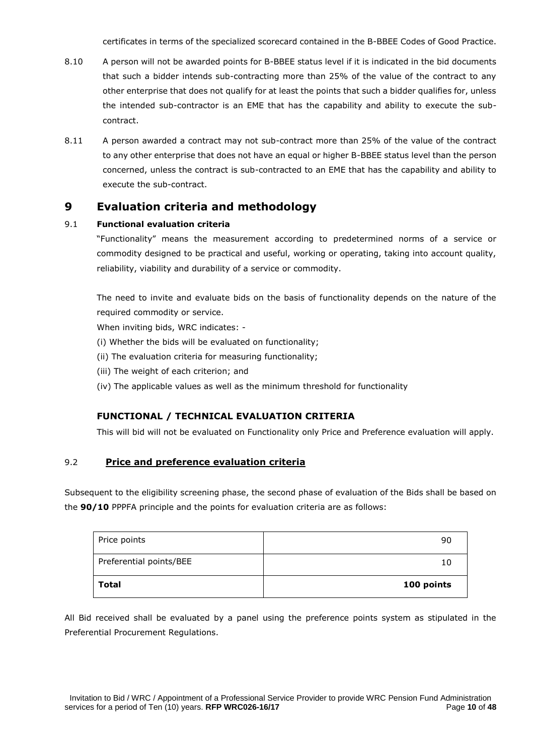certificates in terms of the specialized scorecard contained in the B-BBEE Codes of Good Practice.

8.10 A person will not be awarded points for B-BBEE status level if it is indicated in the bid documents that such a bidder intends sub-contracting more than 25% of the value of the contract to any other enterprise that does not qualify for at least the points that such a bidder qualifies for, unless the intended sub-contractor is an EME that has the capability and ability to execute the sub-contract.

8.11 A person awarded a contract may not sub-contract more than 25% of the value of the contract to any other enterprise that does not have an equal or higher B-BBEE status level than the person concerned, unless the contract is sub-contracted to an EME that has the capability and ability to execute the sub-contract.

# 9 Evaluation criteria and methodology

## 9.1 Functional evaluation criteria

"Functionality" means the measurement according to predetermined norms of a service or commodity designed to be practical and useful, working or operating, taking into account quality, reliability, viability and durability of a service or commodity.

The need to invite and evaluate bids on the basis of functionality depends on the nature of the required commodity or service.

When inviting bids, WRC indicates: -

(i) Whether the bids will be evaluated on functionality;

(ii) The evaluation criteria for measuring functionality;

(iii) The weight of each criterion; and

(iv) The applicable values as well as the minimum threshold for functionality

### FUNCTIONAL / TECHNICAL EVALUATION CRITERIA

This will bid will not be evaluated on Functionality only Price and Preference evaluation will apply.

## 9.2 Price and preference evaluation criteria

Subsequent to the eligibility screening phase, the second phase of evaluation of the Bids shall be based on the **90/10** PPPFA principle and the points for evaluation criteria are as follows:

| Price points | 90 |
|---|---|
| Preferential points/BEE | 10 |
| **Total** | **100 points** |

All Bid received shall be evaluated by a panel using the preference points system as stipulated in the Preferential Procurement Regulations.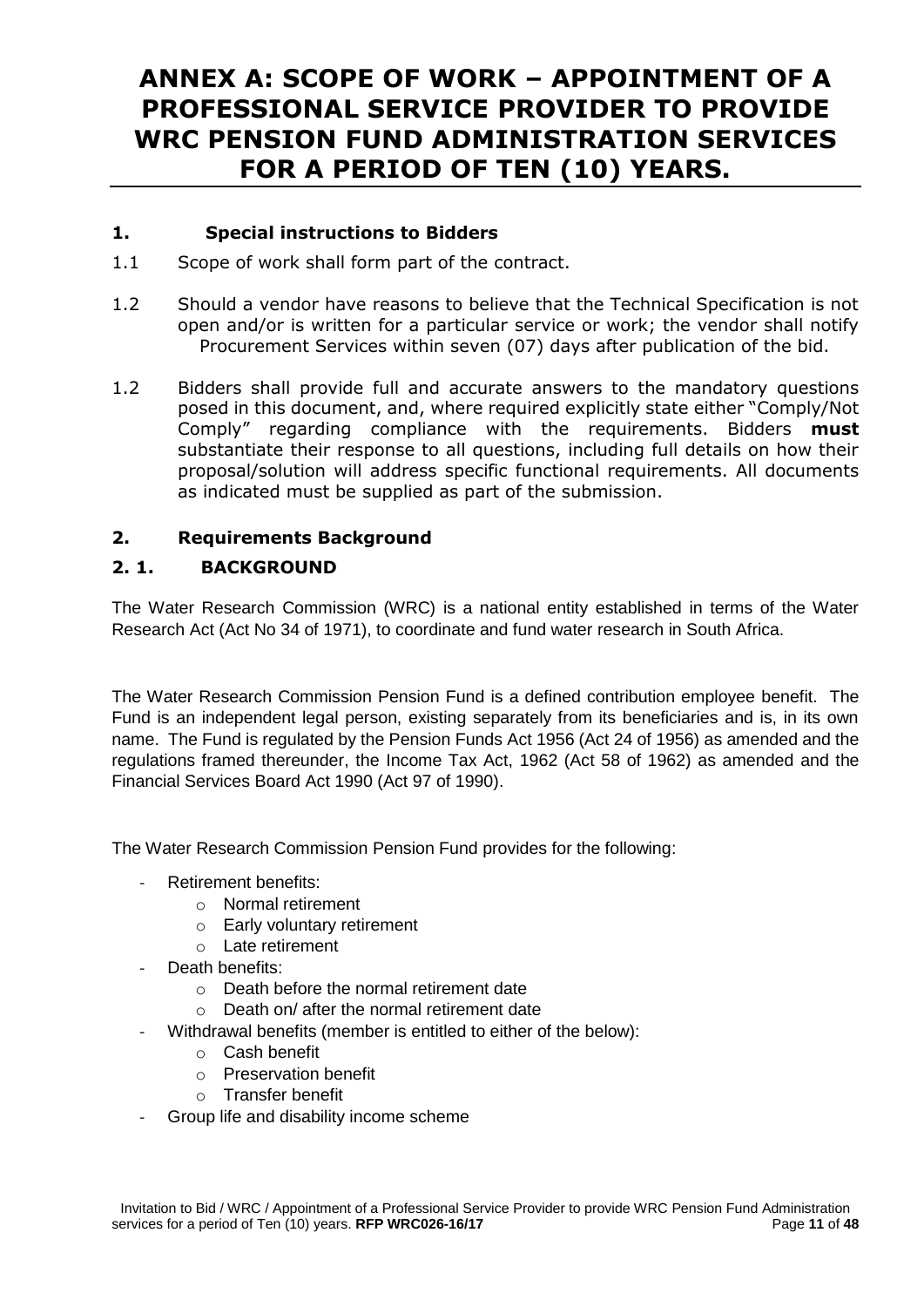# ANNEX A: SCOPE OF WORK – APPOINTMENT OF A PROFESSIONAL SERVICE PROVIDER TO PROVIDE WRC PENSION FUND ADMINISTRATION SERVICES FOR A PERIOD OF TEN (10) YEARS.

## 1. Special instructions to Bidders

1.1 Scope of work shall form part of the contract.

1.2 Should a vendor have reasons to believe that the Technical Specification is not open and/or is written for a particular service or work; the vendor shall notify Procurement Services within seven (07) days after publication of the bid.

1.2 Bidders shall provide full and accurate answers to the mandatory questions posed in this document, and, where required explicitly state either "Comply/Not Comply" regarding compliance with the requirements. Bidders **must** substantiate their response to all questions, including full details on how their proposal/solution will address specific functional requirements. All documents as indicated must be supplied as part of the submission.

## 2. Requirements Background

### 2. 1. BACKGROUND

The Water Research Commission (WRC) is a national entity established in terms of the Water Research Act (Act No 34 of 1971), to coordinate and fund water research in South Africa.

The Water Research Commission Pension Fund is a defined contribution employee benefit. The Fund is an independent legal person, existing separately from its beneficiaries and is, in its own name. The Fund is regulated by the Pension Funds Act 1956 (Act 24 of 1956) as amended and the regulations framed thereunder, the Income Tax Act, 1962 (Act 58 of 1962) as amended and the Financial Services Board Act 1990 (Act 97 of 1990).

The Water Research Commission Pension Fund provides for the following:

- Retirement benefits:
  - Normal retirement
  - Early voluntary retirement
  - Late retirement
- Death benefits:
  - Death before the normal retirement date
  - Death on/ after the normal retirement date
- Withdrawal benefits (member is entitled to either of the below):
  - Cash benefit
  - Preservation benefit
  - Transfer benefit
- Group life and disability income scheme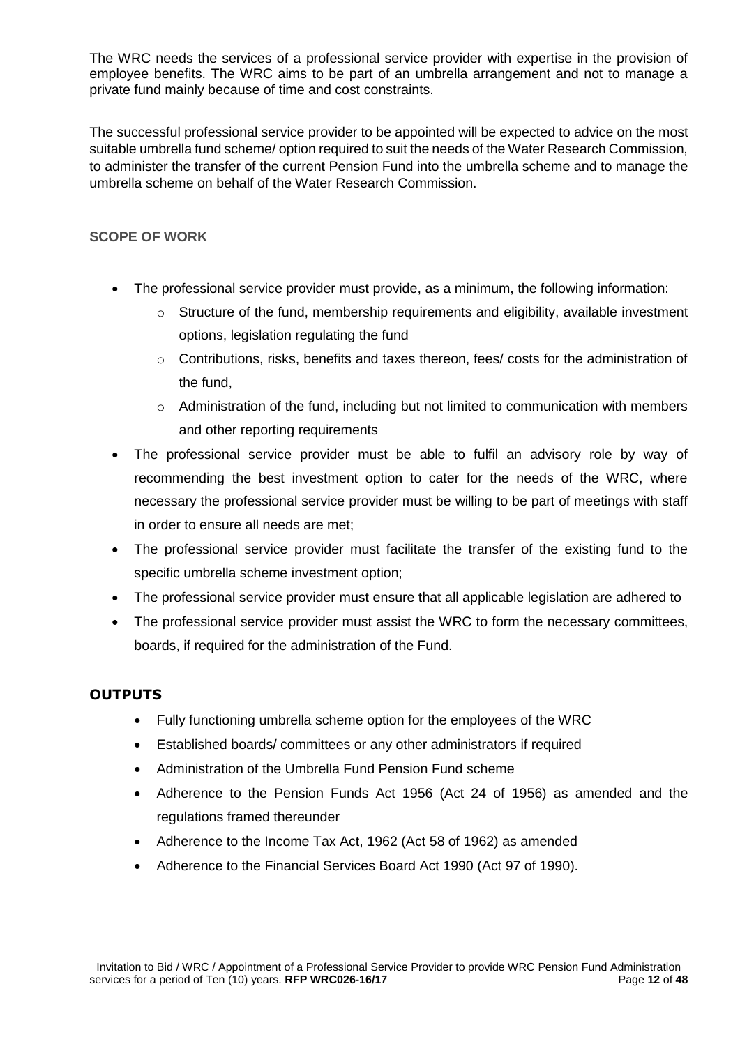The WRC needs the services of a professional service provider with expertise in the provision of employee benefits. The WRC aims to be part of an umbrella arrangement and not to manage a private fund mainly because of time and cost constraints.

The successful professional service provider to be appointed will be expected to advice on the most suitable umbrella fund scheme/ option required to suit the needs of the Water Research Commission, to administer the transfer of the current Pension Fund into the umbrella scheme and to manage the umbrella scheme on behalf of the Water Research Commission.

**SCOPE OF WORK**

- The professional service provider must provide, as a minimum, the following information:
  - Structure of the fund, membership requirements and eligibility, available investment options, legislation regulating the fund
  - Contributions, risks, benefits and taxes thereon, fees/ costs for the administration of the fund,
  - Administration of the fund, including but not limited to communication with members and other reporting requirements
- The professional service provider must be able to fulfil an advisory role by way of recommending the best investment option to cater for the needs of the WRC, where necessary the professional service provider must be willing to be part of meetings with staff in order to ensure all needs are met;
- The professional service provider must facilitate the transfer of the existing fund to the specific umbrella scheme investment option;
- The professional service provider must ensure that all applicable legislation are adhered to
- The professional service provider must assist the WRC to form the necessary committees, boards, if required for the administration of the Fund.

## OUTPUTS

- Fully functioning umbrella scheme option for the employees of the WRC
- Established boards/ committees or any other administrators if required
- Administration of the Umbrella Fund Pension Fund scheme
- Adherence to the Pension Funds Act 1956 (Act 24 of 1956) as amended and the regulations framed thereunder
- Adherence to the Income Tax Act, 1962 (Act 58 of 1962) as amended
- Adherence to the Financial Services Board Act 1990 (Act 97 of 1990).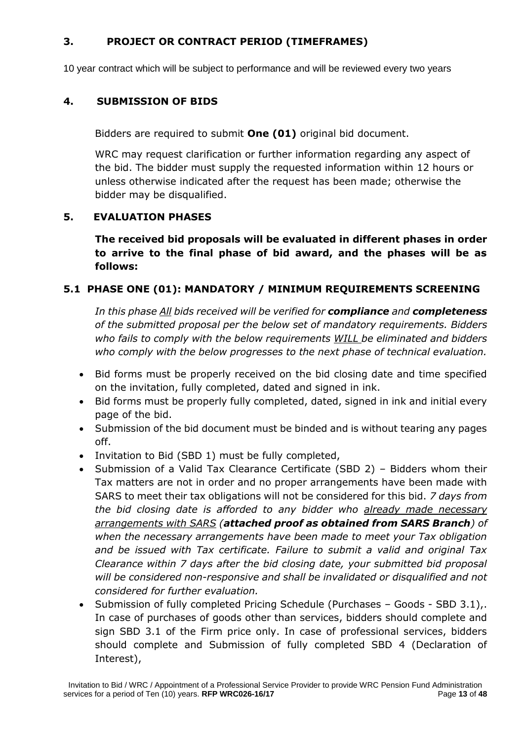## 3. PROJECT OR CONTRACT PERIOD (TIMEFRAMES)

10 year contract which will be subject to performance and will be reviewed every two years

## 4. SUBMISSION OF BIDS

Bidders are required to submit **One (01)** original bid document.

WRC may request clarification or further information regarding any aspect of the bid. The bidder must supply the requested information within 12 hours or unless otherwise indicated after the request has been made; otherwise the bidder may be disqualified.

## 5. EVALUATION PHASES

**The received bid proposals will be evaluated in different phases in order to arrive to the final phase of bid award, and the phases will be as follows:**

### 5.1 PHASE ONE (01): MANDATORY / MINIMUM REQUIREMENTS SCREENING

*In this phase <u>All</u> bids received will be verified for **compliance** and **completeness** of the submitted proposal per the below set of mandatory requirements. Bidders who fails to comply with the below requirements <u>WILL</u> be eliminated and bidders who comply with the below progresses to the next phase of technical evaluation.*

- Bid forms must be properly received on the bid closing date and time specified on the invitation, fully completed, dated and signed in ink.
- Bid forms must be properly fully completed, dated, signed in ink and initial every page of the bid.
- Submission of the bid document must be binded and is without tearing any pages off.
- Invitation to Bid (SBD 1) must be fully completed,
- Submission of a Valid Tax Clearance Certificate (SBD 2) – Bidders whom their Tax matters are not in order and no proper arrangements have been made with SARS to meet their tax obligations will not be considered for this bid. *7 days from the bid closing date is afforded to any bidder who <u>already made necessary arrangements with SARS</u> (**attached proof as obtained from SARS Branch**) of when the necessary arrangements have been made to meet your Tax obligation and be issued with Tax certificate. Failure to submit a valid and original Tax Clearance within 7 days after the bid closing date, your submitted bid proposal will be considered non-responsive and shall be invalidated or disqualified and not considered for further evaluation.*
- Submission of fully completed Pricing Schedule (Purchases – Goods - SBD 3.1),. In case of purchases of goods other than services, bidders should complete and sign SBD 3.1 of the Firm price only. In case of professional services, bidders should complete and Submission of fully completed SBD 4 (Declaration of Interest),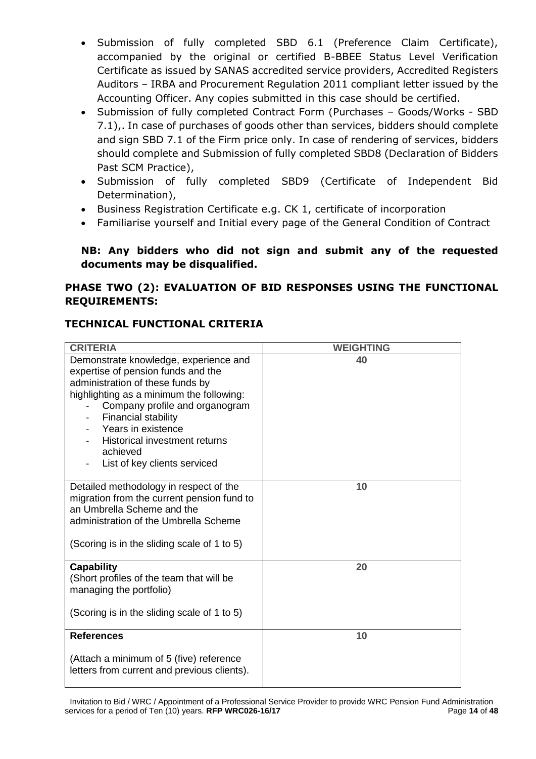- Submission of fully completed SBD 6.1 (Preference Claim Certificate), accompanied by the original or certified B-BBEE Status Level Verification Certificate as issued by SANAS accredited service providers, Accredited Registers Auditors – IRBA and Procurement Regulation 2011 compliant letter issued by the Accounting Officer. Any copies submitted in this case should be certified.
- Submission of fully completed Contract Form (Purchases – Goods/Works - SBD 7.1),. In case of purchases of goods other than services, bidders should complete and sign SBD 7.1 of the Firm price only. In case of rendering of services, bidders should complete and Submission of fully completed SBD8 (Declaration of Bidders Past SCM Practice),
- Submission of fully completed SBD9 (Certificate of Independent Bid Determination),
- Business Registration Certificate e.g. CK 1, certificate of incorporation
- Familiarise yourself and Initial every page of the General Condition of Contract

**NB: Any bidders who did not sign and submit any of the requested documents may be disqualified.**

## PHASE TWO (2): EVALUATION OF BID RESPONSES USING THE FUNCTIONAL REQUIREMENTS:

## TECHNICAL FUNCTIONAL CRITERIA

| CRITERIA | WEIGHTING |
|---|---|
| Demonstrate knowledge, experience and expertise of pension funds and the administration of these funds by highlighting as a minimum the following:<br>- Company profile and organogram<br>- Financial stability<br>- Years in existence<br>- Historical investment returns achieved<br>- List of key clients serviced | 40 |
| Detailed methodology in respect of the migration from the current pension fund to an Umbrella Scheme and the administration of the Umbrella Scheme<br><br>(Scoring is in the sliding scale of 1 to 5) | 10 |
| **Capability**<br>(Short profiles of the team that will be managing the portfolio)<br><br>(Scoring is in the sliding scale of 1 to 5) | 20 |
| **References**<br><br>(Attach a minimum of 5 (five) reference letters from current and previous clients). | 10 |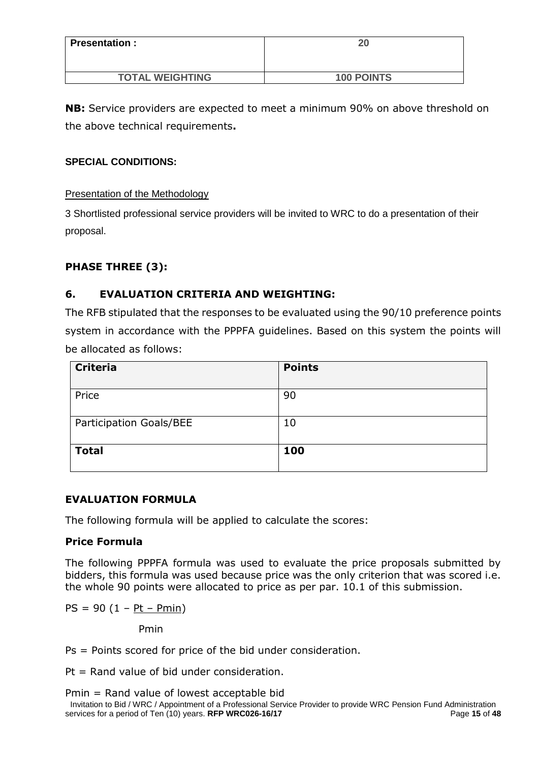| Presentation : | 20 |
| --- | --- |
| **TOTAL WEIGHTING** | **100 POINTS** |

**NB:** Service providers are expected to meet a minimum 90% on above threshold on the above technical requirements**.**

**SPECIAL CONDITIONS:**

Presentation of the Methodology

3 Shortlisted professional service providers will be invited to WRC to do a presentation of their proposal.

**PHASE THREE (3):**

## 6. EVALUATION CRITERIA AND WEIGHTING:

The RFB stipulated that the responses to be evaluated using the 90/10 preference points system in accordance with the PPPFA guidelines. Based on this system the points will be allocated as follows:

| Criteria | Points |
| --- | --- |
| Price | 90 |
| Participation Goals/BEE | 10 |
| **Total** | **100** |

**EVALUATION FORMULA**

The following formula will be applied to calculate the scores:

**Price Formula**

The following PPPFA formula was used to evaluate the price proposals submitted by bidders, this formula was used because price was the only criterion that was scored i.e. the whole 90 points were allocated to price as per par. 10.1 of this submission.

$$PS = 90\left(1 - \frac{Pt - Pmin}{Pmin}\right)$$

Ps = Points scored for price of the bid under consideration.

Pt = Rand value of bid under consideration.

Pmin = Rand value of lowest acceptable bid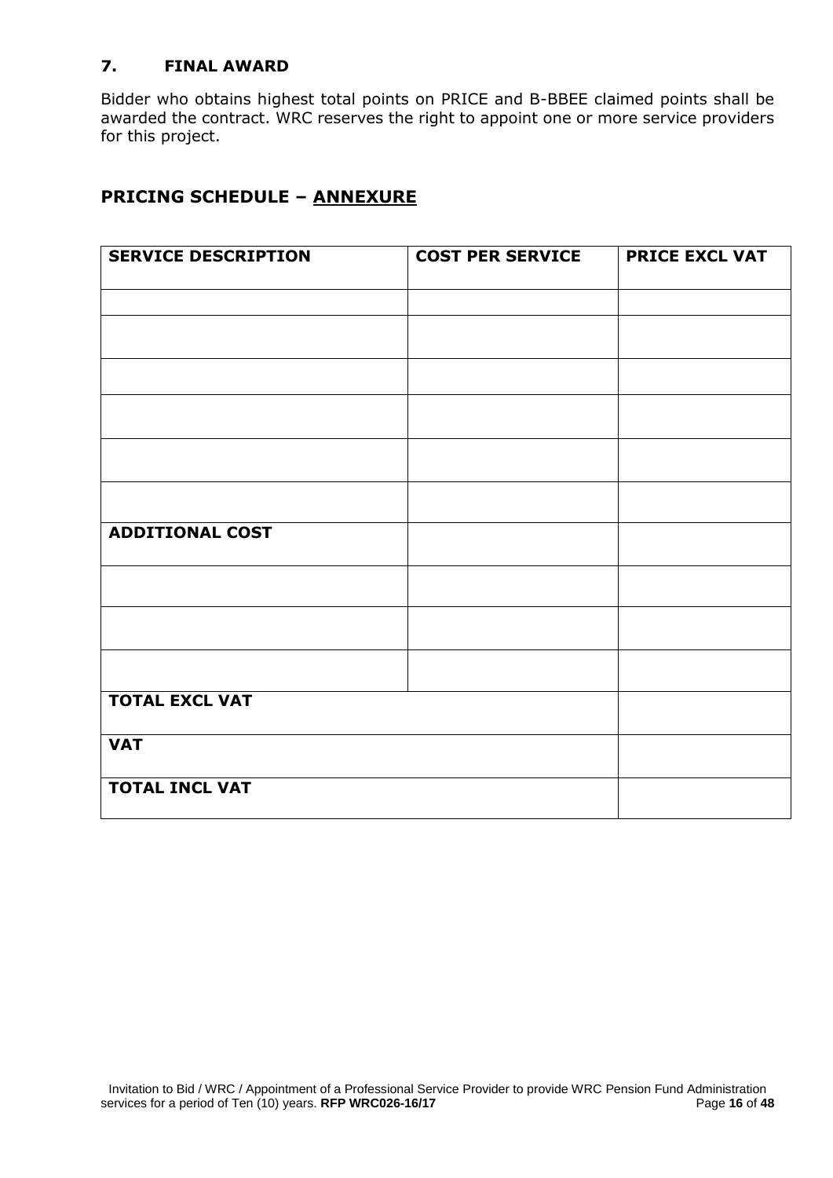## 7. FINAL AWARD

Bidder who obtains highest total points on PRICE and B-BBEE claimed points shall be awarded the contract. WRC reserves the right to appoint one or more service providers for this project.

## PRICING SCHEDULE – ANNEXURE

| SERVICE DESCRIPTION | COST PER SERVICE | PRICE EXCL VAT |
| --- | --- | --- |
| | | |
| | | |
| | | |
| | | |
| | | |
| | | |
| **ADDITIONAL COST** | | |
| | | |
| | | |
| | | |
| **TOTAL EXCL VAT** | | |
| **VAT** | | |
| **TOTAL INCL VAT** | | |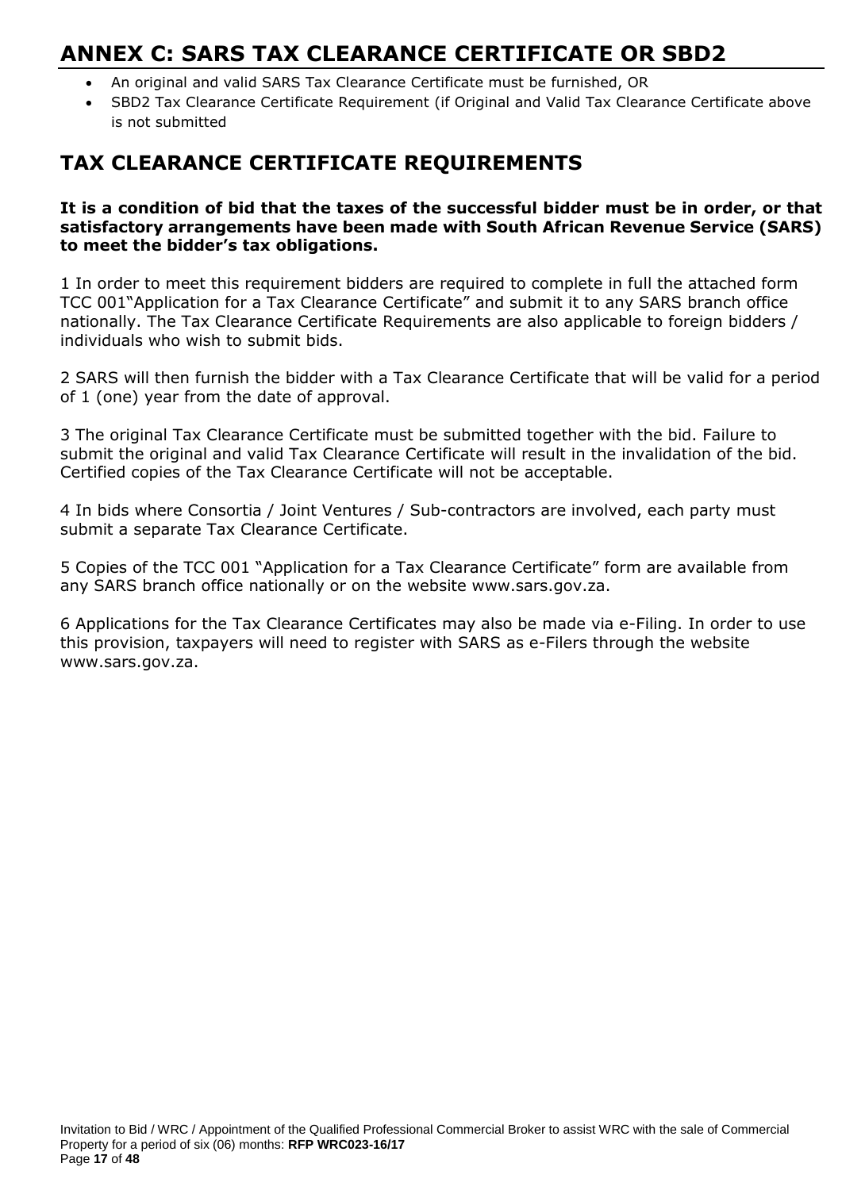# ANNEX C: SARS TAX CLEARANCE CERTIFICATE OR SBD2

- An original and valid SARS Tax Clearance Certificate must be furnished, OR
- SBD2 Tax Clearance Certificate Requirement (if Original and Valid Tax Clearance Certificate above is not submitted

## TAX CLEARANCE CERTIFICATE REQUIREMENTS

**It is a condition of bid that the taxes of the successful bidder must be in order, or that satisfactory arrangements have been made with South African Revenue Service (SARS) to meet the bidder's tax obligations.**

1 In order to meet this requirement bidders are required to complete in full the attached form TCC 001"Application for a Tax Clearance Certificate" and submit it to any SARS branch office nationally. The Tax Clearance Certificate Requirements are also applicable to foreign bidders / individuals who wish to submit bids.

2 SARS will then furnish the bidder with a Tax Clearance Certificate that will be valid for a period of 1 (one) year from the date of approval.

3 The original Tax Clearance Certificate must be submitted together with the bid. Failure to submit the original and valid Tax Clearance Certificate will result in the invalidation of the bid. Certified copies of the Tax Clearance Certificate will not be acceptable.

4 In bids where Consortia / Joint Ventures / Sub-contractors are involved, each party must submit a separate Tax Clearance Certificate.

5 Copies of the TCC 001 "Application for a Tax Clearance Certificate" form are available from any SARS branch office nationally or on the website www.sars.gov.za.

6 Applications for the Tax Clearance Certificates may also be made via e-Filing. In order to use this provision, taxpayers will need to register with SARS as e-Filers through the website www.sars.gov.za.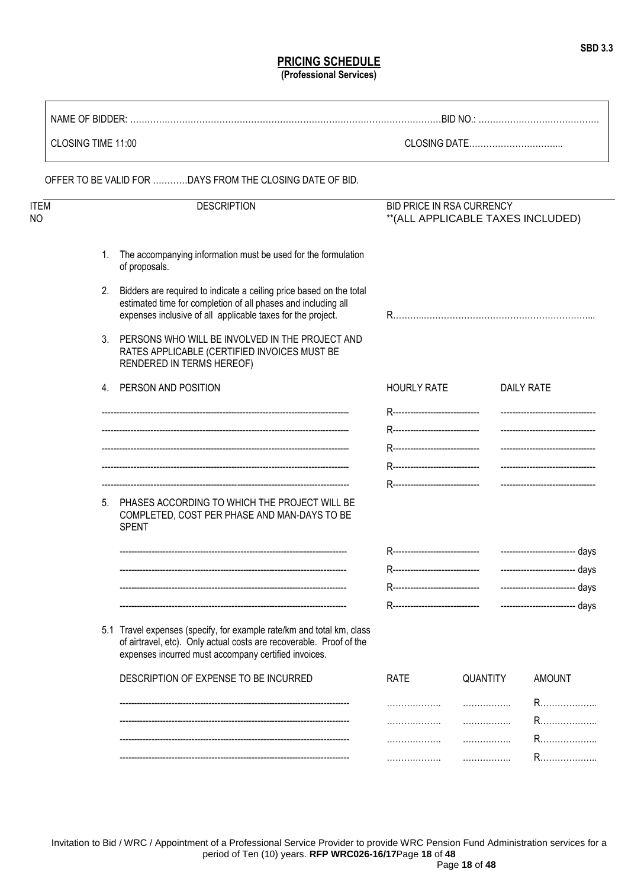SBD 3.3

## PRICING SCHEDULE

**(Professional Services)**

NAME OF BIDDER: ……………………………………………………………………………………………… BID NO.: ……………………………………

CLOSING TIME 11:00 CLOSING DATE…………………………...

OFFER TO BE VALID FOR …………DAYS FROM THE CLOSING DATE OF BID.

| ITEM NO | DESCRIPTION | BID PRICE IN RSA CURRENCY **(ALL APPLICABLE TAXES INCLUDED) | | |
|---|---|---|---|---|
| | 1. The accompanying information must be used for the formulation of proposals. | | | |
| | 2. Bidders are required to indicate a ceiling price based on the total estimated time for completion of all phases and including all expenses inclusive of all applicable taxes for the project. | R………..…………………………………………………... | | |
| | 3. PERSONS WHO WILL BE INVOLVED IN THE PROJECT AND RATES APPLICABLE (CERTIFIED INVOICES MUST BE RENDERED IN TERMS HEREOF) | | | |
| | 4. PERSON AND POSITION | HOURLY RATE | | DAILY RATE |
| | ------------------------------------------------------------------------------------- | R------------------------------ | | --------------------------------- |
| | ------------------------------------------------------------------------------------- | R------------------------------ | | --------------------------------- |
| | ------------------------------------------------------------------------------------- | R------------------------------ | | --------------------------------- |
| | ------------------------------------------------------------------------------------- | R------------------------------ | | --------------------------------- |
| | ------------------------------------------------------------------------------------- | R------------------------------ | | --------------------------------- |
| | 5. PHASES ACCORDING TO WHICH THE PROJECT WILL BE COMPLETED, COST PER PHASE AND MAN-DAYS TO BE SPENT | | | |
| | ------------------------------------------------------------------------------------- | R------------------------------ | | -------------------------- days |
| | ------------------------------------------------------------------------------------- | R------------------------------ | | -------------------------- days |
| | ------------------------------------------------------------------------------------- | R------------------------------ | | -------------------------- days |
| | ------------------------------------------------------------------------------------- | R------------------------------ | | -------------------------- days |
| | 5.1 Travel expenses (specify, for example rate/km and total km, class of airtravel, etc). Only actual costs are recoverable. Proof of the expenses incurred must accompany certified invoices. | | | |
| | DESCRIPTION OF EXPENSE TO BE INCURRED | RATE | QUANTITY | AMOUNT |
| | ------------------------------------------------------------------------------------- | ………………. | …………….. | R……………….. |
| | ------------------------------------------------------------------------------------- | ………………. | …………….. | R……………….. |
| | ------------------------------------------------------------------------------------- | ………………. | …………….. | R……………….. |
| | ------------------------------------------------------------------------------------- | ………………. | …………….. | R……………….. |

Invitation to Bid / WRC / Appointment of a Professional Service Provider to provide WRC Pension Fund Administration services for a period of Ten (10) years. **RFP WRC026-16/17**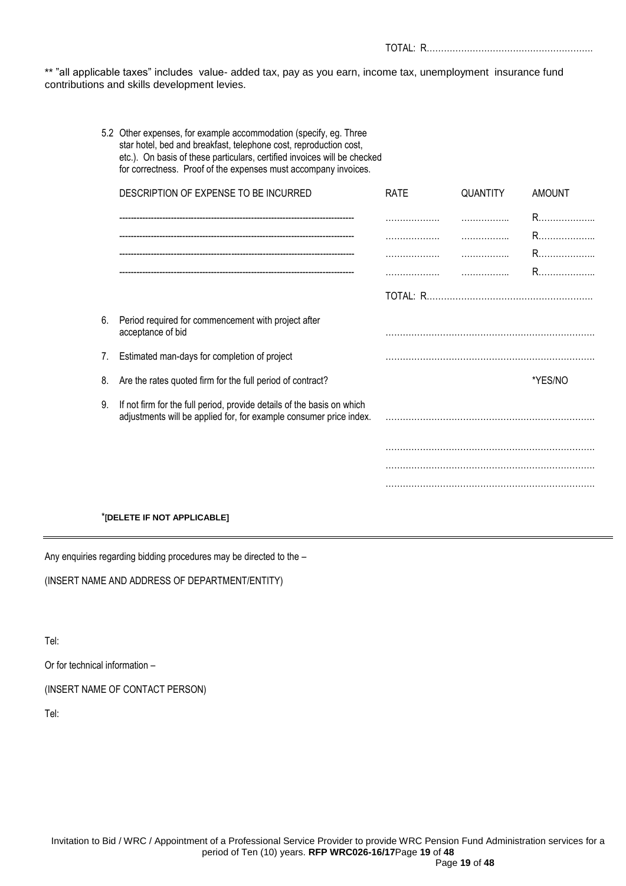TOTAL: R………………………………………………….

** "all applicable taxes" includes value- added tax, pay as you earn, income tax, unemployment insurance fund contributions and skills development levies.

5.2 Other expenses, for example accommodation (specify, eg. Three star hotel, bed and breakfast, telephone cost, reproduction cost, etc.). On basis of these particulars, certified invoices will be checked for correctness. Proof of the expenses must accompany invoices.

| DESCRIPTION OF EXPENSE TO BE INCURRED | RATE | QUANTITY | AMOUNT |
|---|---|---|---|
| ------------------------------------------------------------------------------- | ………………. | …………….. | R……………….. |
| ------------------------------------------------------------------------------- | ………………. | …………….. | R……………….. |
| ------------------------------------------------------------------------------- | ………………. | …………….. | R……………….. |
| ------------------------------------------------------------------------------- | ………………. | …………….. | R……………….. |

TOTAL: R………………………………………………….

6. Period required for commencement with project after acceptance of bid ……………………………………………………………….

7. Estimated man-days for completion of project ……………………………………………………………….

8. Are the rates quoted firm for the full period of contract? *YES/NO

9. If not firm for the full period, provide details of the basis on which adjustments will be applied for, for example consumer price index. ……………………………………………………………….

……………………………………………………………….

……………………………………………………………….

……………………………………………………………….

*[DELETE IF NOT APPLICABLE]

---

Any enquiries regarding bidding procedures may be directed to the –

(INSERT NAME AND ADDRESS OF DEPARTMENT/ENTITY)

Tel:

Or for technical information –

(INSERT NAME OF CONTACT PERSON)

Tel: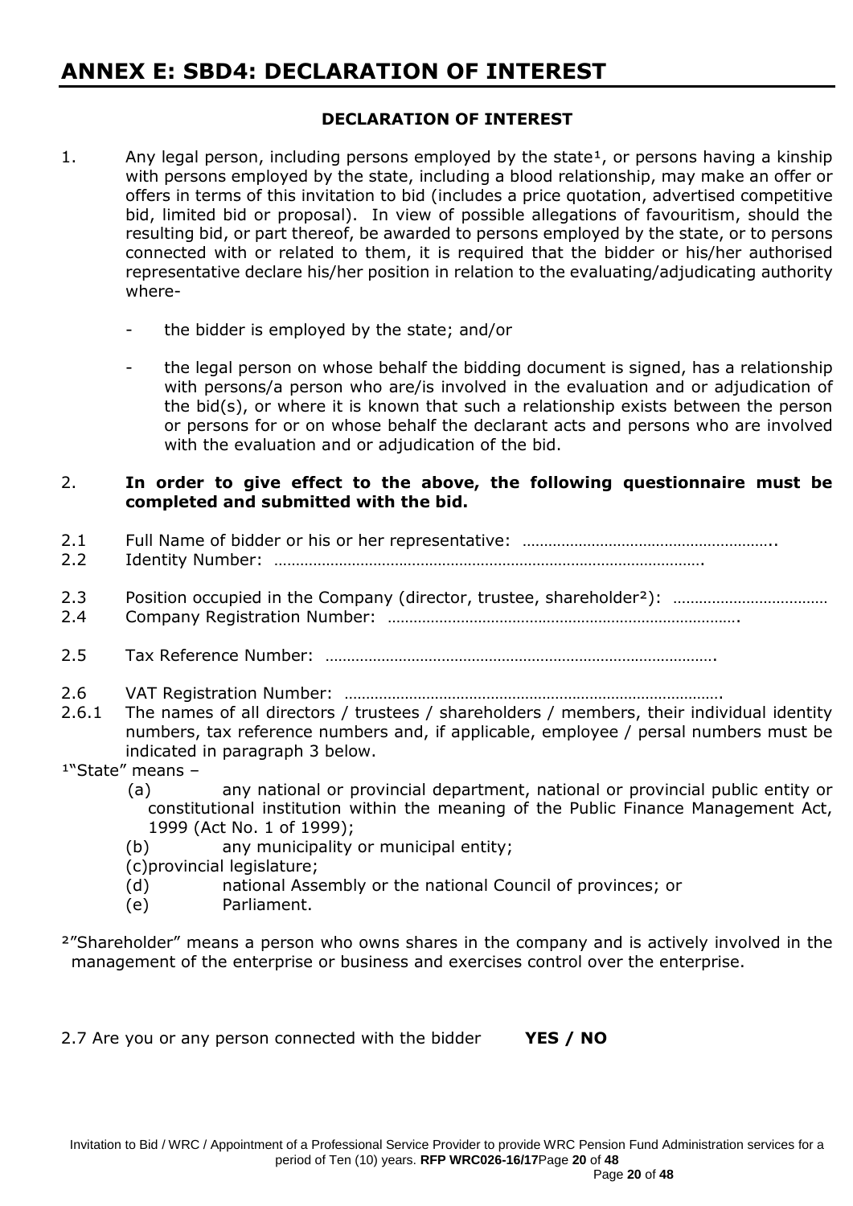# ANNEX E: SBD4: DECLARATION OF INTEREST

**DECLARATION OF INTEREST**

1. Any legal person, including persons employed by the state[1], or persons having a kinship with persons employed by the state, including a blood relationship, may make an offer or offers in terms of this invitation to bid (includes a price quotation, advertised competitive bid, limited bid or proposal). In view of possible allegations of favouritism, should the resulting bid, or part thereof, be awarded to persons employed by the state, or to persons connected with or related to them, it is required that the bidder or his/her authorised representative declare his/her position in relation to the evaluating/adjudicating authority where-

   - the bidder is employed by the state; and/or

   - the legal person on whose behalf the bidding document is signed, has a relationship with persons/a person who are/is involved in the evaluation and or adjudication of the bid(s), or where it is known that such a relationship exists between the person or persons for or on whose behalf the declarant acts and persons who are involved with the evaluation and or adjudication of the bid.

2. **In order to give effect to the above, the following questionnaire must be completed and submitted with the bid.**

2.1 Full Name of bidder or his or her representative: …………………………………………………..

2.2 Identity Number: ……………………………………………………………………………………….

2.3 Position occupied in the Company (director, trustee, shareholder[2]): ………………………………

2.4 Company Registration Number: ……………………………………………………………………….

2.5 Tax Reference Number: ……………………………………………………………………………….

2.6 VAT Registration Number: …………………………………………………………………………….

2.6.1 The names of all directors / trustees / shareholders / members, their individual identity numbers, tax reference numbers and, if applicable, employee / persal numbers must be indicated in paragraph 3 below.

[1]"State" means –

(a) any national or provincial department, national or provincial public entity or constitutional institution within the meaning of the Public Finance Management Act, 1999 (Act No. 1 of 1999);

(b) any municipality or municipal entity;

(c) provincial legislature;

(d) national Assembly or the national Council of provinces; or

(e) Parliament.

[2]"Shareholder" means a person who owns shares in the company and is actively involved in the management of the enterprise or business and exercises control over the enterprise.

2.7 Are you or any person connected with the bidder **YES / NO**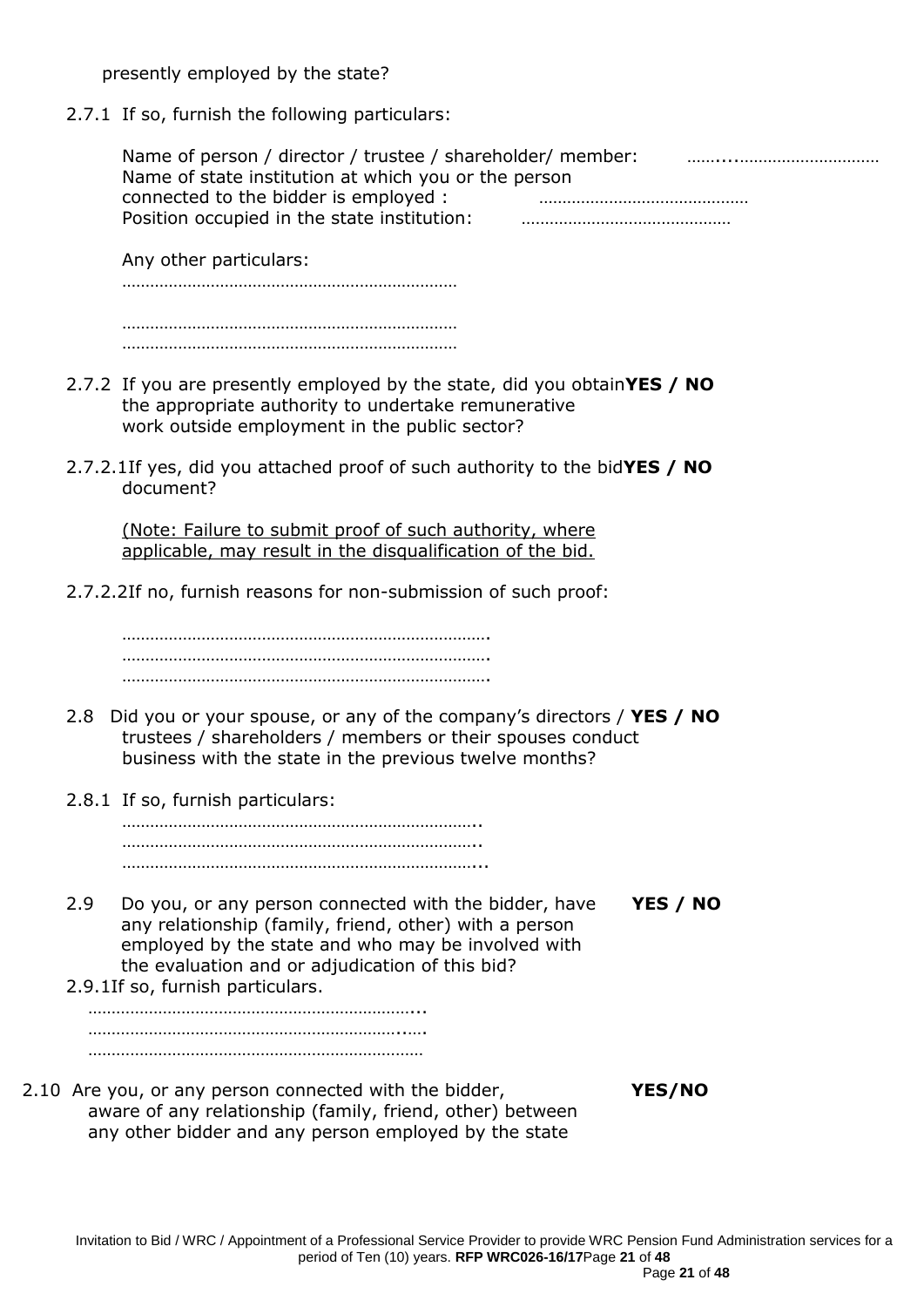presently employed by the state?

2.7.1 If so, furnish the following particulars:

Name of person / director / trustee / shareholder/ member: ……...…………………………
Name of state institution at which you or the person connected to the bidder is employed : ………………………………………
Position occupied in the state institution: ………………………………………

Any other particulars:
………………………………………………………………

………………………………………………………………
………………………………………………………………

2.7.2 If you are presently employed by the state, did you obtain the appropriate authority to undertake remunerative work outside employment in the public sector? **YES / NO**

2.7.2.1 If yes, did you attached proof of such authority to the bid document? **YES / NO**

(Note: Failure to submit proof of such authority, where applicable, may result in the disqualification of the bid.

2.7.2.2 If no, furnish reasons for non-submission of such proof:

…………………………………………………………………….
…………………………………………………………………….
…………………………………………………………………….

2.8 Did you or your spouse, or any of the company's directors / trustees / shareholders / members or their spouses conduct business with the state in the previous twelve months? **YES / NO**

2.8.1 If so, furnish particulars:
…………………………………………………………………..
…………………………………………………………………..
…………………………………………………………………...

2.9 Do you, or any person connected with the bidder, have any relationship (family, friend, other) with a person employed by the state and who may be involved with the evaluation and or adjudication of this bid? **YES / NO**

2.9.1 If so, furnish particulars.
……………………………………………………………...
…………………………………………………………..….
………………………………………………………………

2.10 Are you, or any person connected with the bidder, aware of any relationship (family, friend, other) between any other bidder and any person employed by the state **YES/NO**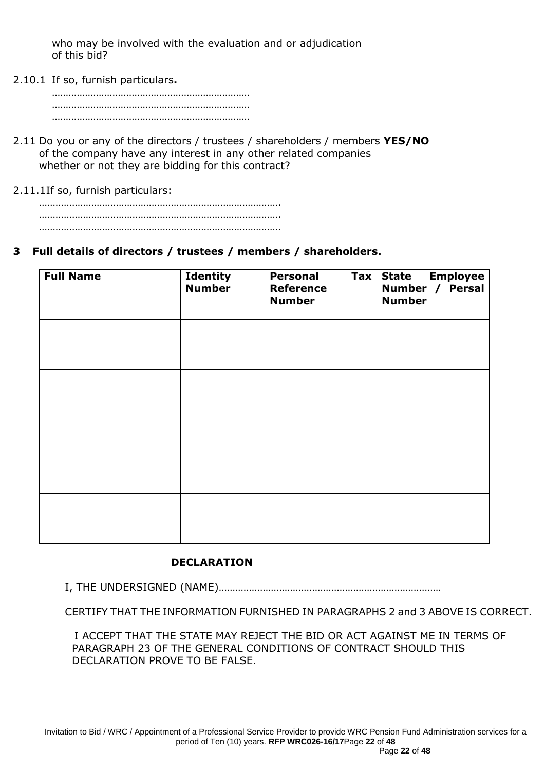who may be involved with the evaluation and or adjudication of this bid?

2.10.1 If so, furnish particulars**.**
……………………………………………………………
……………………………………………………………
……………………………………………………………

2.11 Do you or any of the directors / trustees / shareholders / members **YES/NO** of the company have any interest in any other related companies whether or not they are bidding for this contract?

2.11.1If so, furnish particulars:
…………………………………………………………………………….
…………………………………………………………………………….
…………………………………………………………………………….

## 3 Full details of directors / trustees / members / shareholders.

| **Full Name** | **Identity Number** | **Personal Tax Reference Number** | **State Employee Number / Persal Number** |
|---|---|---|---|
| | | | |
| | | | |
| | | | |
| | | | |
| | | | |
| | | | |
| | | | |
| | | | |
| | | | |

**DECLARATION**

I, THE UNDERSIGNED (NAME)………………………………………………………………………

CERTIFY THAT THE INFORMATION FURNISHED IN PARAGRAPHS 2 and 3 ABOVE IS CORRECT.

I ACCEPT THAT THE STATE MAY REJECT THE BID OR ACT AGAINST ME IN TERMS OF PARAGRAPH 23 OF THE GENERAL CONDITIONS OF CONTRACT SHOULD THIS DECLARATION PROVE TO BE FALSE.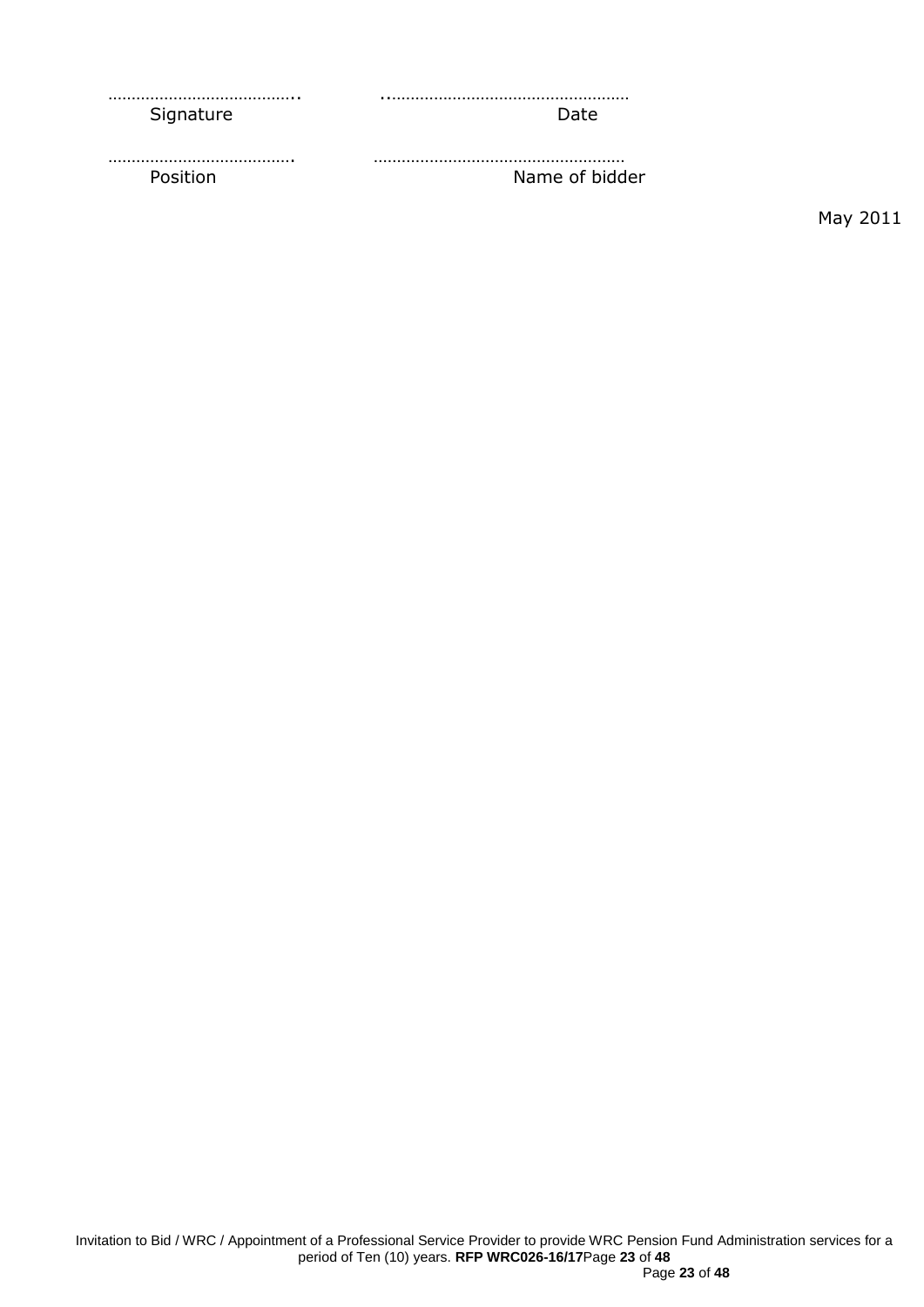………………………………….. ..……………………………………………
Signature Date

…………………………………. ………………………………………………
Position Name of bidder

May 2011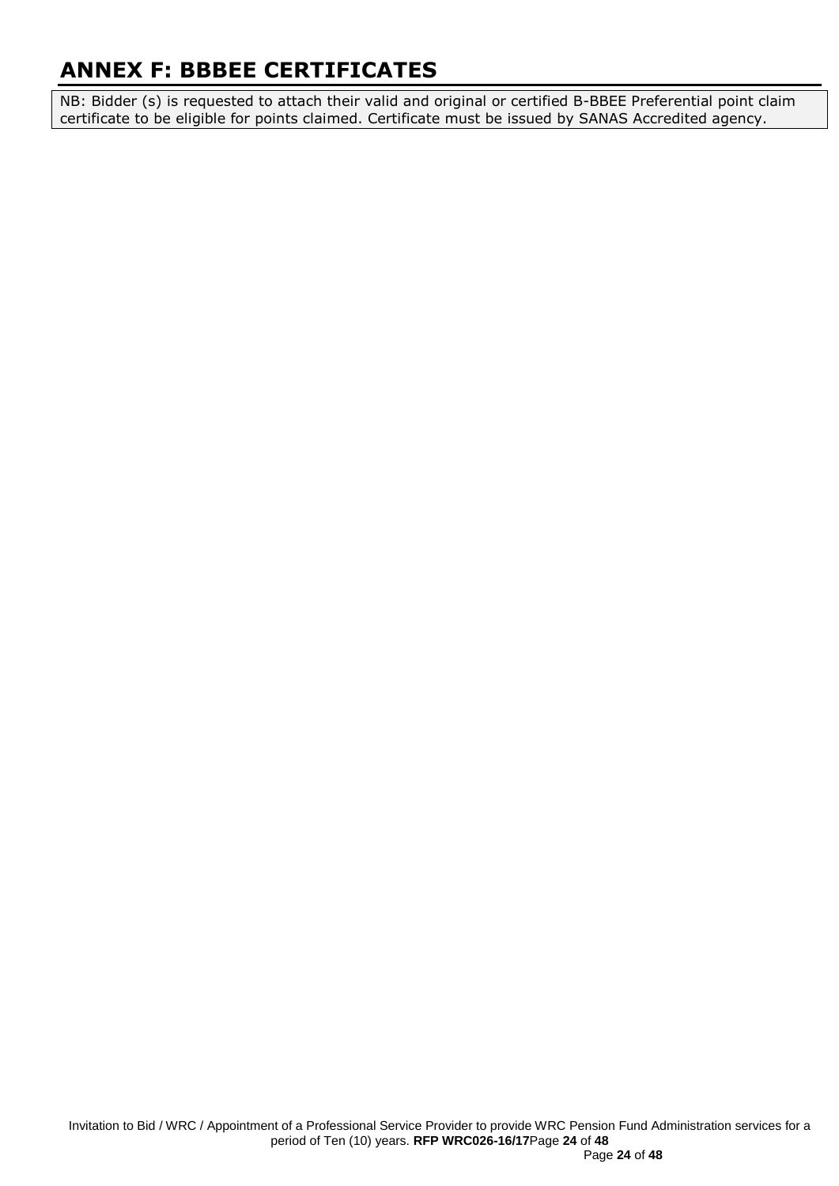# ANNEX F: BBBEE CERTIFICATES

NB: Bidder (s) is requested to attach their valid and original or certified B-BBEE Preferential point claim certificate to be eligible for points claimed. Certificate must be issued by SANAS Accredited agency.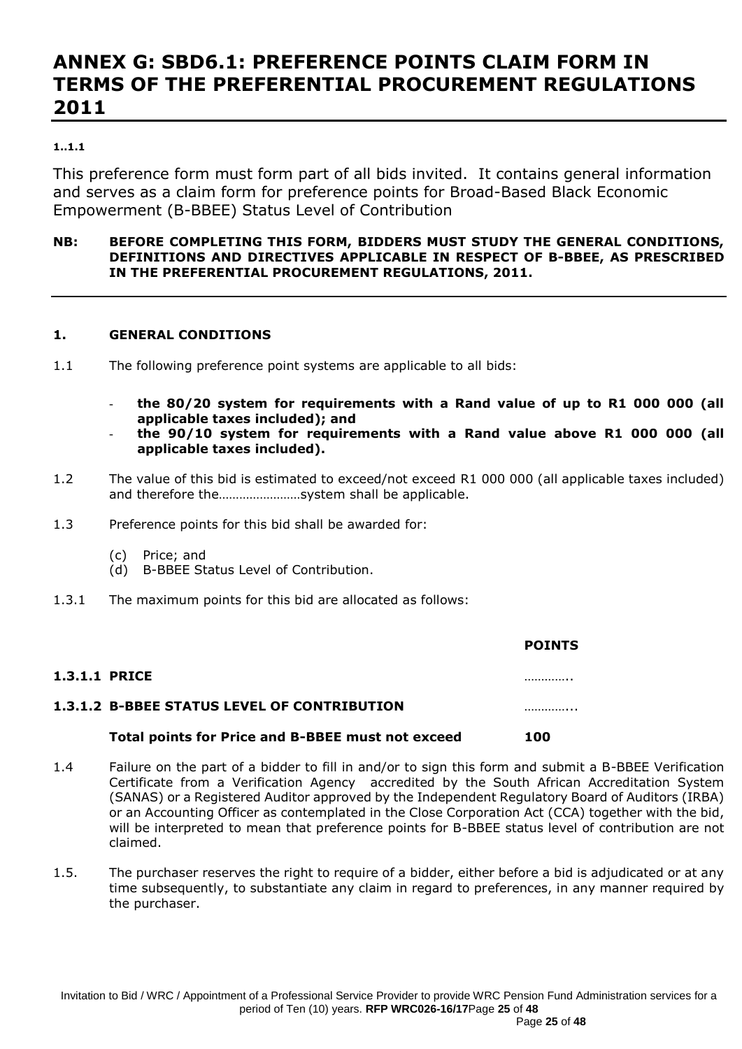# ANNEX G: SBD6.1: PREFERENCE POINTS CLAIM FORM IN TERMS OF THE PREFERENTIAL PROCUREMENT REGULATIONS 2011

**1..1.1**

This preference form must form part of all bids invited. It contains general information and serves as a claim form for preference points for Broad-Based Black Economic Empowerment (B-BBEE) Status Level of Contribution

**NB: BEFORE COMPLETING THIS FORM, BIDDERS MUST STUDY THE GENERAL CONDITIONS, DEFINITIONS AND DIRECTIVES APPLICABLE IN RESPECT OF B-BBEE, AS PRESCRIBED IN THE PREFERENTIAL PROCUREMENT REGULATIONS, 2011.**

---

**1. GENERAL CONDITIONS**

1.1 The following preference point systems are applicable to all bids:

- **the 80/20 system for requirements with a Rand value of up to R1 000 000 (all applicable taxes included); and**
- **the 90/10 system for requirements with a Rand value above R1 000 000 (all applicable taxes included).**

1.2 The value of this bid is estimated to exceed/not exceed R1 000 000 (all applicable taxes included) and therefore the……………………system shall be applicable.

1.3 Preference points for this bid shall be awarded for:

(c) Price; and
(d) B-BBEE Status Level of Contribution.

1.3.1 The maximum points for this bid are allocated as follows:

| | **POINTS** |
|---|---|
| **1.3.1.1 PRICE** | ………….. |
| **1.3.1.2 B-BBEE STATUS LEVEL OF CONTRIBUTION** | …………... |
| **Total points for Price and B-BBEE must not exceed** | **100** |

1.4 Failure on the part of a bidder to fill in and/or to sign this form and submit a B-BBEE Verification Certificate from a Verification Agency accredited by the South African Accreditation System (SANAS) or a Registered Auditor approved by the Independent Regulatory Board of Auditors (IRBA) or an Accounting Officer as contemplated in the Close Corporation Act (CCA) together with the bid, will be interpreted to mean that preference points for B-BBEE status level of contribution are not claimed.

1.5. The purchaser reserves the right to require of a bidder, either before a bid is adjudicated or at any time subsequently, to substantiate any claim in regard to preferences, in any manner required by the purchaser.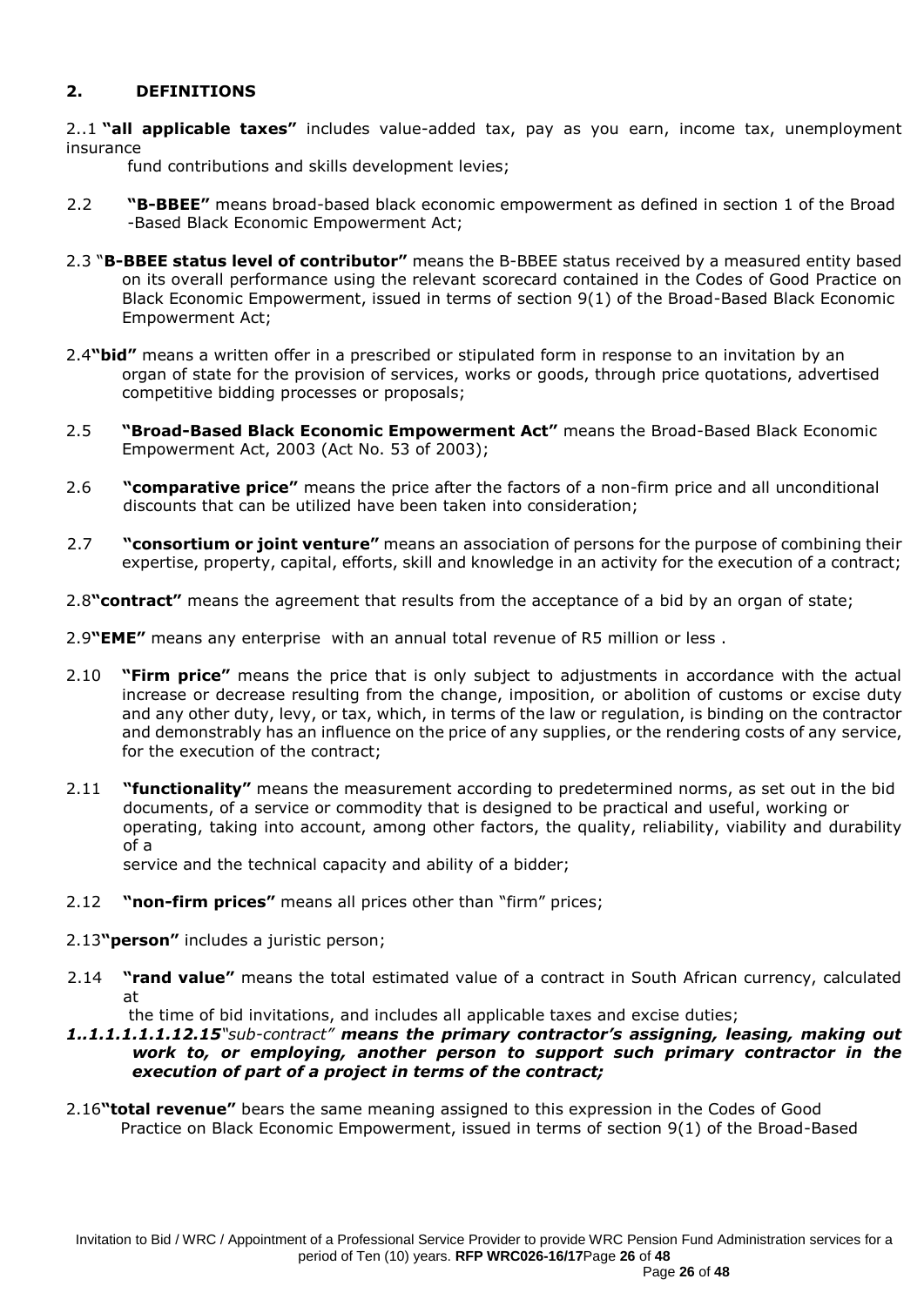## 2. DEFINITIONS

2..1 **"all applicable taxes"** includes value-added tax, pay as you earn, income tax, unemployment insurance fund contributions and skills development levies;

2.2 **"B-BBEE"** means broad-based black economic empowerment as defined in section 1 of the Broad -Based Black Economic Empowerment Act;

2.3 "**B-BBEE status level of contributor"** means the B-BBEE status received by a measured entity based on its overall performance using the relevant scorecard contained in the Codes of Good Practice on Black Economic Empowerment, issued in terms of section 9(1) of the Broad-Based Black Economic Empowerment Act;

2.4**"bid"** means a written offer in a prescribed or stipulated form in response to an invitation by an organ of state for the provision of services, works or goods, through price quotations, advertised competitive bidding processes or proposals;

2.5 **"Broad-Based Black Economic Empowerment Act"** means the Broad-Based Black Economic Empowerment Act, 2003 (Act No. 53 of 2003);

2.6 **"comparative price"** means the price after the factors of a non-firm price and all unconditional discounts that can be utilized have been taken into consideration;

2.7 **"consortium or joint venture"** means an association of persons for the purpose of combining their expertise, property, capital, efforts, skill and knowledge in an activity for the execution of a contract;

2.8**"contract"** means the agreement that results from the acceptance of a bid by an organ of state;

2.9**"EME"** means any enterprise with an annual total revenue of R5 million or less .

2.10 **"Firm price"** means the price that is only subject to adjustments in accordance with the actual increase or decrease resulting from the change, imposition, or abolition of customs or excise duty and any other duty, levy, or tax, which, in terms of the law or regulation, is binding on the contractor and demonstrably has an influence on the price of any supplies, or the rendering costs of any service, for the execution of the contract;

2.11 **"functionality"** means the measurement according to predetermined norms, as set out in the bid documents, of a service or commodity that is designed to be practical and useful, working or operating, taking into account, among other factors, the quality, reliability, viability and durability of a service and the technical capacity and ability of a bidder;

2.12 **"non-firm prices"** means all prices other than "firm" prices;

2.13**"person"** includes a juristic person;

2.14 **"rand value"** means the total estimated value of a contract in South African currency, calculated at the time of bid invitations, and includes all applicable taxes and excise duties;

***1..1.1.1.1.1.12.15***"*sub-contract"* ***means the primary contractor's assigning, leasing, making out work to, or employing, another person to support such primary contractor in the execution of part of a project in terms of the contract;***

2.16**"total revenue"** bears the same meaning assigned to this expression in the Codes of Good Practice on Black Economic Empowerment, issued in terms of section 9(1) of the Broad-Based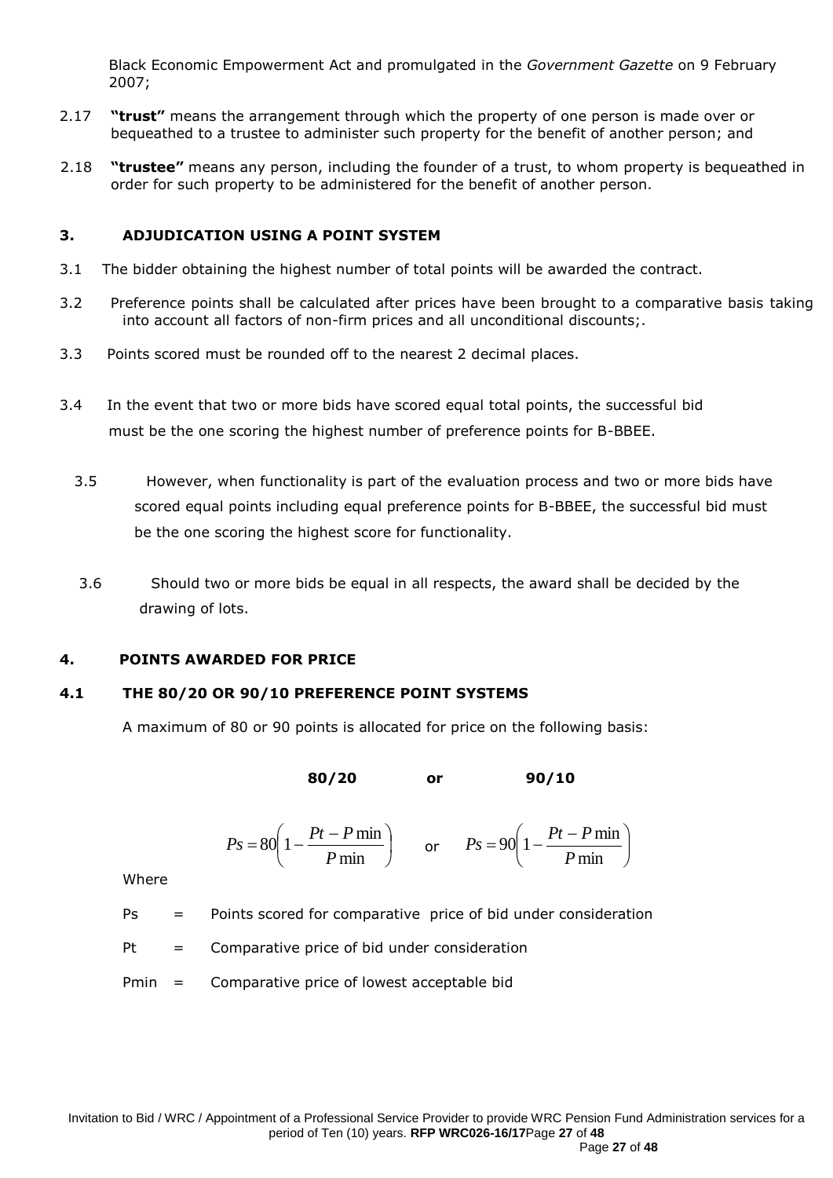Black Economic Empowerment Act and promulgated in the *Government Gazette* on 9 February 2007;

2.17 **"trust"** means the arrangement through which the property of one person is made over or bequeathed to a trustee to administer such property for the benefit of another person; and

2.18 **"trustee"** means any person, including the founder of a trust, to whom property is bequeathed in order for such property to be administered for the benefit of another person.

## 3. ADJUDICATION USING A POINT SYSTEM

3.1 The bidder obtaining the highest number of total points will be awarded the contract.

3.2 Preference points shall be calculated after prices have been brought to a comparative basis taking into account all factors of non-firm prices and all unconditional discounts;.

3.3 Points scored must be rounded off to the nearest 2 decimal places.

3.4 In the event that two or more bids have scored equal total points, the successful bid must be the one scoring the highest number of preference points for B-BBEE.

3.5 However, when functionality is part of the evaluation process and two or more bids have scored equal points including equal preference points for B-BBEE, the successful bid must be the one scoring the highest score for functionality.

3.6 Should two or more bids be equal in all respects, the award shall be decided by the drawing of lots.

## 4. POINTS AWARDED FOR PRICE

### 4.1 THE 80/20 OR 90/10 PREFERENCE POINT SYSTEMS

A maximum of 80 or 90 points is allocated for price on the following basis:

**80/20** or **90/10**

$$Ps = 80\left(1 - \frac{Pt - P\min}{P\min}\right) \quad \text{or} \quad Ps = 90\left(1 - \frac{Pt - P\min}{P\min}\right)$$

Where

Ps = Points scored for comparative price of bid under consideration

Pt = Comparative price of bid under consideration

Pmin = Comparative price of lowest acceptable bid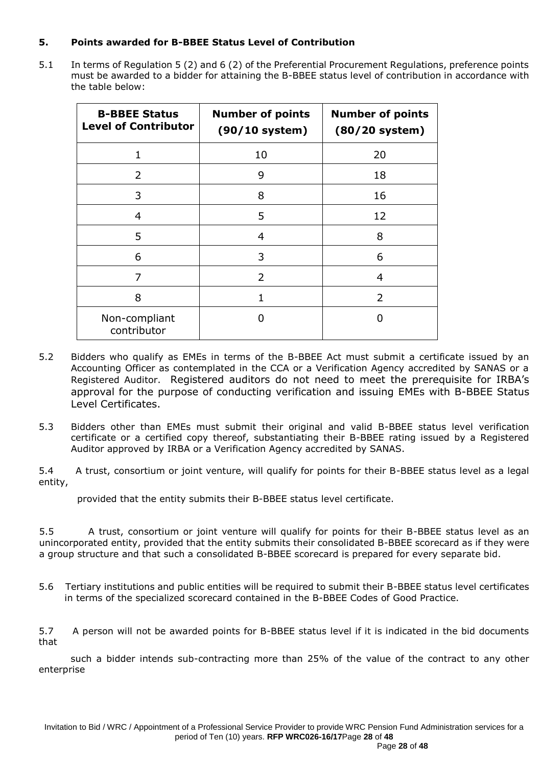### 5. Points awarded for B-BBEE Status Level of Contribution

5.1 In terms of Regulation 5 (2) and 6 (2) of the Preferential Procurement Regulations, preference points must be awarded to a bidder for attaining the B-BBEE status level of contribution in accordance with the table below:

| B-BBEE Status Level of Contributor | Number of points (90/10 system) | Number of points (80/20 system) |
|---|---|---|
| 1 | 10 | 20 |
| 2 | 9 | 18 |
| 3 | 8 | 16 |
| 4 | 5 | 12 |
| 5 | 4 | 8 |
| 6 | 3 | 6 |
| 7 | 2 | 4 |
| 8 | 1 | 2 |
| Non-compliant contributor | 0 | 0 |

5.2 Bidders who qualify as EMEs in terms of the B-BBEE Act must submit a certificate issued by an Accounting Officer as contemplated in the CCA or a Verification Agency accredited by SANAS or a Registered Auditor. Registered auditors do not need to meet the prerequisite for IRBA's approval for the purpose of conducting verification and issuing EMEs with B-BBEE Status Level Certificates.

5.3 Bidders other than EMEs must submit their original and valid B-BBEE status level verification certificate or a certified copy thereof, substantiating their B-BBEE rating issued by a Registered Auditor approved by IRBA or a Verification Agency accredited by SANAS.

5.4 A trust, consortium or joint venture, will qualify for points for their B-BBEE status level as a legal entity, provided that the entity submits their B-BBEE status level certificate.

5.5 A trust, consortium or joint venture will qualify for points for their B-BBEE status level as an unincorporated entity, provided that the entity submits their consolidated B-BBEE scorecard as if they were a group structure and that such a consolidated B-BBEE scorecard is prepared for every separate bid.

5.6 Tertiary institutions and public entities will be required to submit their B-BBEE status level certificates in terms of the specialized scorecard contained in the B-BBEE Codes of Good Practice.

5.7 A person will not be awarded points for B-BBEE status level if it is indicated in the bid documents that such a bidder intends sub-contracting more than 25% of the value of the contract to any other enterprise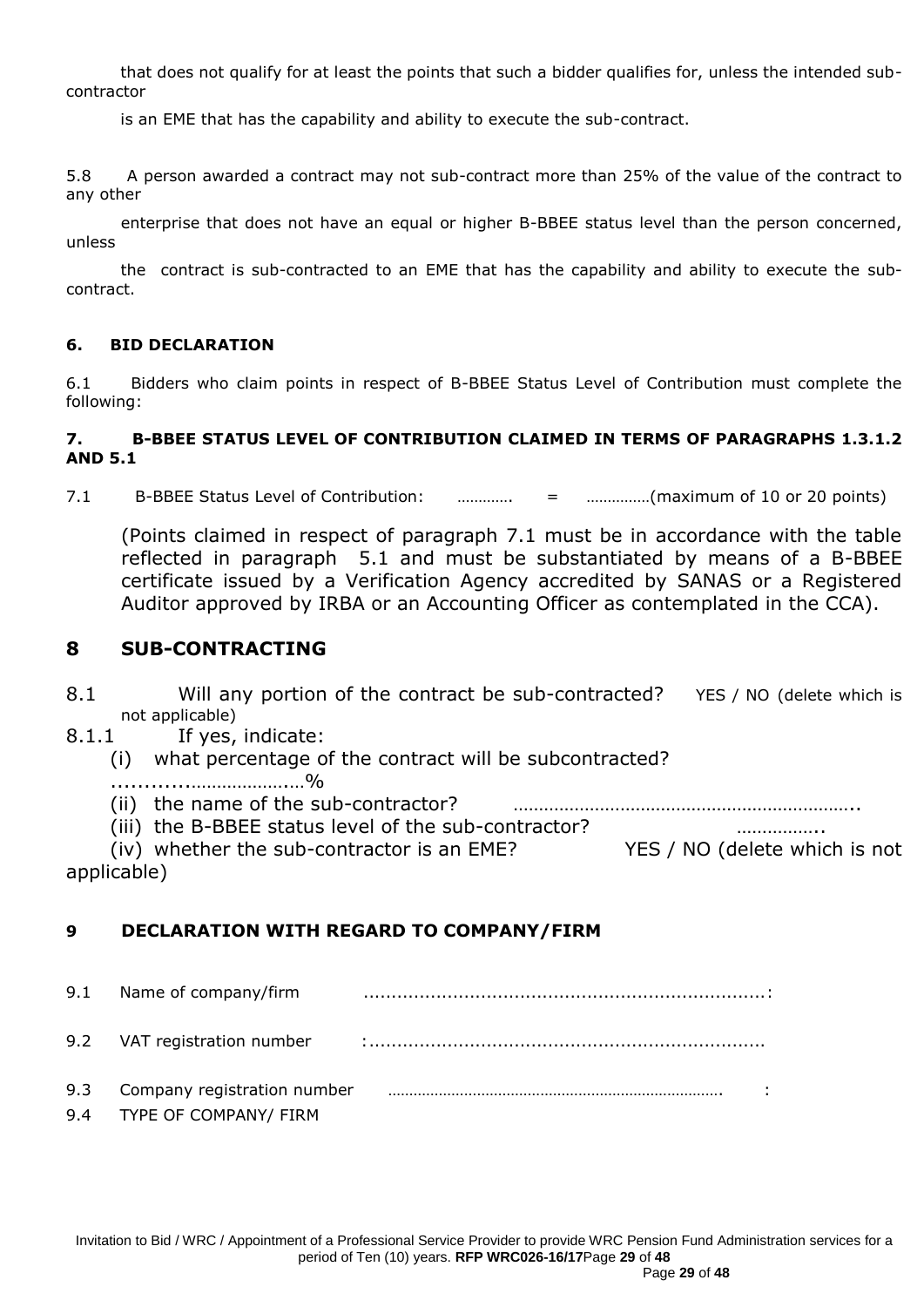that does not qualify for at least the points that such a bidder qualifies for, unless the intended sub-contractor

is an EME that has the capability and ability to execute the sub-contract.

5.8 A person awarded a contract may not sub-contract more than 25% of the value of the contract to any other

enterprise that does not have an equal or higher B-BBEE status level than the person concerned, unless

the contract is sub-contracted to an EME that has the capability and ability to execute the sub-contract.

**6. BID DECLARATION**

6.1 Bidders who claim points in respect of B-BBEE Status Level of Contribution must complete the following:

**7. B-BBEE STATUS LEVEL OF CONTRIBUTION CLAIMED IN TERMS OF PARAGRAPHS 1.3.1.2 AND 5.1**

7.1 B-BBEE Status Level of Contribution: …………. = ……………(maximum of 10 or 20 points)

(Points claimed in respect of paragraph 7.1 must be in accordance with the table reflected in paragraph 5.1 and must be substantiated by means of a B-BBEE certificate issued by a Verification Agency accredited by SANAS or a Registered Auditor approved by IRBA or an Accounting Officer as contemplated in the CCA).

## 8 SUB-CONTRACTING

8.1 Will any portion of the contract be sub-contracted? YES / NO (delete which is not applicable)

8.1.1 If yes, indicate:

(i) what percentage of the contract will be subcontracted? ............…………………..%

(ii) the name of the sub-contractor? …………………………………………………………..

(iii) the B-BBEE status level of the sub-contractor? ……………..

(iv) whether the sub-contractor is an EME? YES / NO (delete which is not applicable)

**9 DECLARATION WITH REGARD TO COMPANY/FIRM**

9.1 Name of company/firm .......................................................................:

9.2 VAT registration number :.....................................................................

9.3 Company registration number ……………………………………………………………………. :

9.4 TYPE OF COMPANY/ FIRM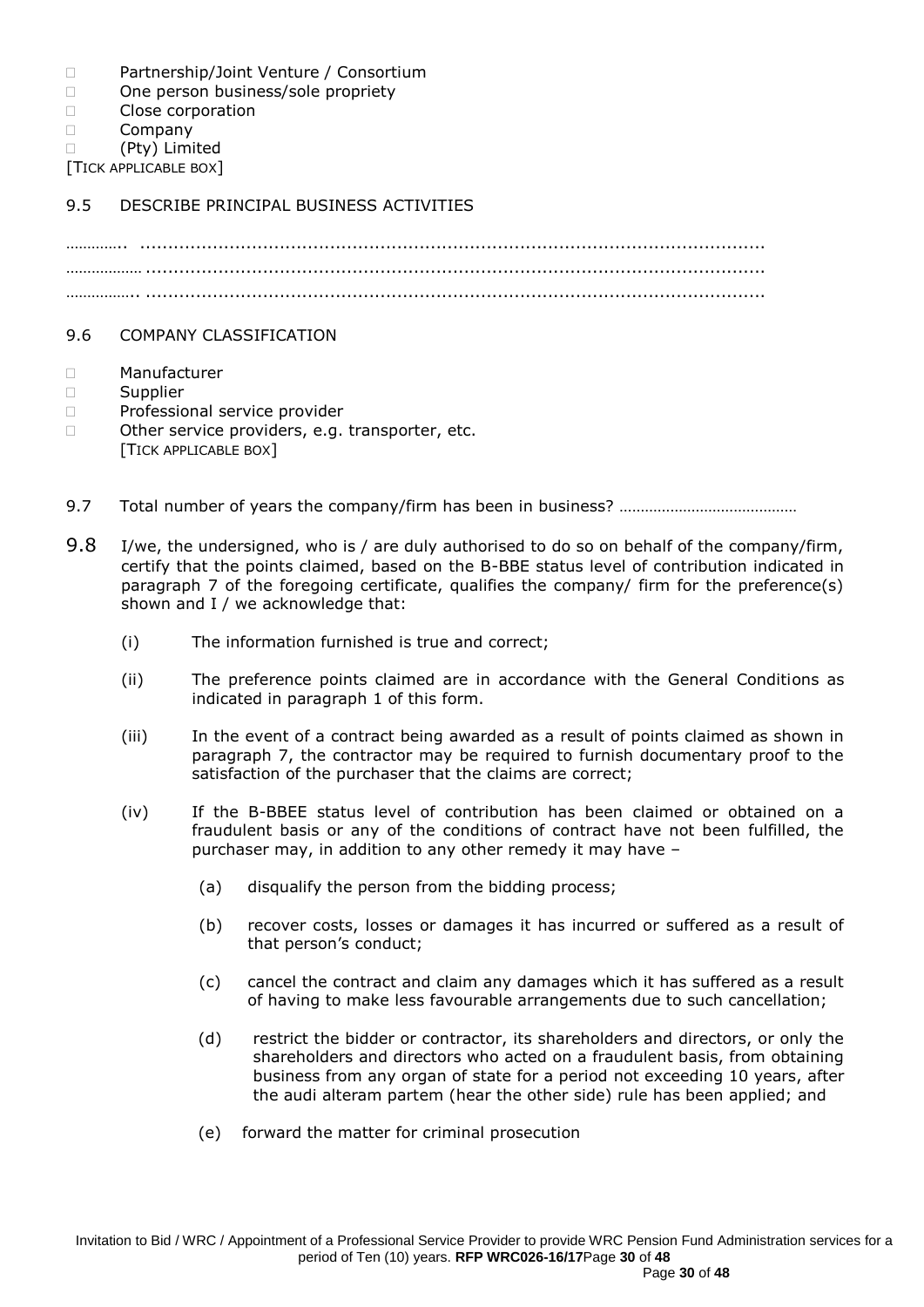- □ Partnership/Joint Venture / Consortium
- □ One person business/sole propriety
- □ Close corporation
- □ Company
- □ (Pty) Limited

[TICK APPLICABLE BOX]

9.5 DESCRIBE PRINCIPAL BUSINESS ACTIVITIES

…………... ...........................................................................................................

……………… ...........................................................................................................

…………….. ...........................................................................................................

9.6 COMPANY CLASSIFICATION

- □ Manufacturer
- □ Supplier
- □ Professional service provider
- □ Other service providers, e.g. transporter, etc.

[TICK APPLICABLE BOX]

9.7 Total number of years the company/firm has been in business? ……………………………………

9.8 I/we, the undersigned, who is / are duly authorised to do so on behalf of the company/firm, certify that the points claimed, based on the B-BBE status level of contribution indicated in paragraph 7 of the foregoing certificate, qualifies the company/ firm for the preference(s) shown and I / we acknowledge that:

(i) The information furnished is true and correct;

(ii) The preference points claimed are in accordance with the General Conditions as indicated in paragraph 1 of this form.

(iii) In the event of a contract being awarded as a result of points claimed as shown in paragraph 7, the contractor may be required to furnish documentary proof to the satisfaction of the purchaser that the claims are correct;

(iv) If the B-BBEE status level of contribution has been claimed or obtained on a fraudulent basis or any of the conditions of contract have not been fulfilled, the purchaser may, in addition to any other remedy it may have –

(a) disqualify the person from the bidding process;

(b) recover costs, losses or damages it has incurred or suffered as a result of that person's conduct;

(c) cancel the contract and claim any damages which it has suffered as a result of having to make less favourable arrangements due to such cancellation;

(d) restrict the bidder or contractor, its shareholders and directors, or only the shareholders and directors who acted on a fraudulent basis, from obtaining business from any organ of state for a period not exceeding 10 years, after the audi alteram partem (hear the other side) rule has been applied; and

(e) forward the matter for criminal prosecution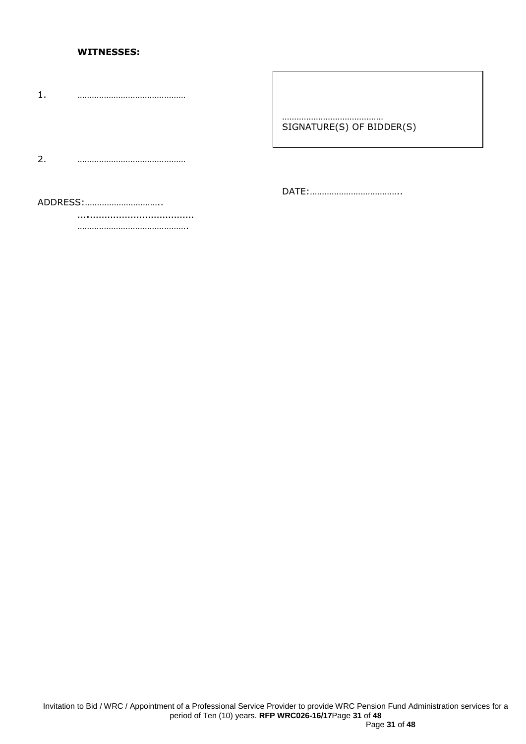**WITNESSES:**

1. ……………………………………… 

………………………………… 
SIGNATURE(S) OF BIDDER(S)

2. ………………………………………

DATE:………………………………..

ADDRESS:…………………………..
…....................................
……………………………………….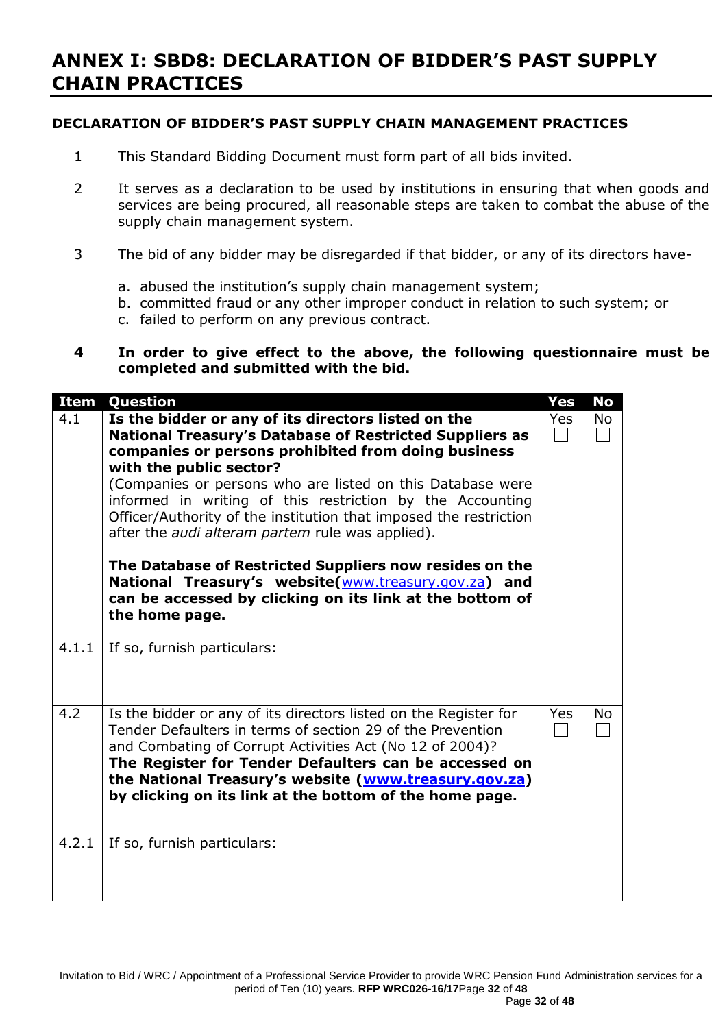# ANNEX I: SBD8: DECLARATION OF BIDDER'S PAST SUPPLY CHAIN PRACTICES

**DECLARATION OF BIDDER'S PAST SUPPLY CHAIN MANAGEMENT PRACTICES**

1. This Standard Bidding Document must form part of all bids invited.

2. It serves as a declaration to be used by institutions in ensuring that when goods and services are being procured, all reasonable steps are taken to combat the abuse of the supply chain management system.

3. The bid of any bidder may be disregarded if that bidder, or any of its directors have-

   a. abused the institution's supply chain management system;
   b. committed fraud or any other improper conduct in relation to such system; or
   c. failed to perform on any previous contract.

4. **In order to give effect to the above, the following questionnaire must be completed and submitted with the bid.**

| Item | Question | Yes | No |
|---|---|---|---|
| 4.1 | **Is the bidder or any of its directors listed on the National Treasury's Database of Restricted Suppliers as companies or persons prohibited from doing business with the public sector?** (Companies or persons who are listed on this Database were informed in writing of this restriction by the Accounting Officer/Authority of the institution that imposed the restriction after the *audi alteram partem* rule was applied). **The Database of Restricted Suppliers now resides on the National Treasury's website(**www.treasury.gov.za**) and can be accessed by clicking on its link at the bottom of the home page.** | Yes ☐ | No ☐ |
| 4.1.1 | If so, furnish particulars: | | |
| 4.2 | Is the bidder or any of its directors listed on the Register for Tender Defaulters in terms of section 29 of the Prevention and Combating of Corrupt Activities Act (No 12 of 2004)? **The Register for Tender Defaulters can be accessed on the National Treasury's website (www.treasury.gov.za) by clicking on its link at the bottom of the home page.** | Yes ☐ | No ☐ |
| 4.2.1 | If so, furnish particulars: | | |

Invitation to Bid / WRC / Appointment of a Professional Service Provider to provide WRC Pension Fund Administration services for a period of Ten (10) years. **RFP WRC026-16/17**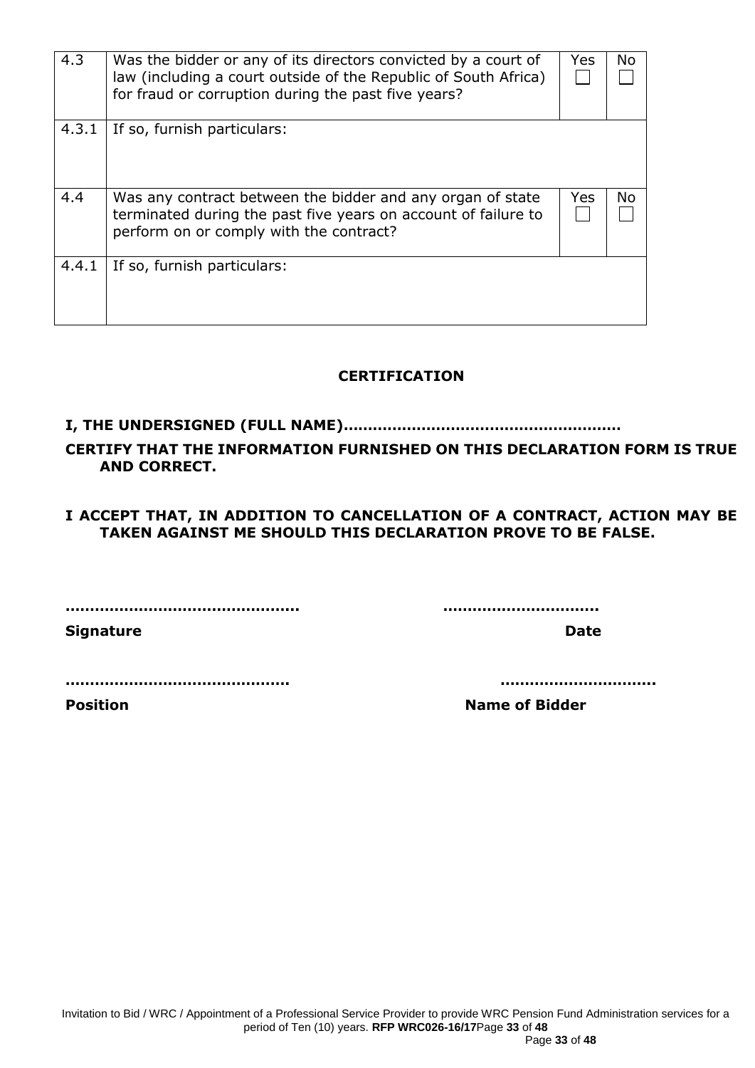| 4.3 | Was the bidder or any of its directors convicted by a court of law (including a court outside of the Republic of South Africa) for fraud or corruption during the past five years? | Yes ☐ | No ☐ |
|---|---|---|---|
| 4.3.1 | If so, furnish particulars: | | |
| 4.4 | Was any contract between the bidder and any organ of state terminated during the past five years on account of failure to perform on or comply with the contract? | Yes ☐ | No ☐ |
| 4.4.1 | If so, furnish particulars: | | |

**CERTIFICATION**

**I, THE UNDERSIGNED (FULL NAME)………………………………………………**

**CERTIFY THAT THE INFORMATION FURNISHED ON THIS DECLARATION FORM IS TRUE AND CORRECT.**

**I ACCEPT THAT, IN ADDITION TO CANCELLATION OF A CONTRACT, ACTION MAY BE TAKEN AGAINST ME SHOULD THIS DECLARATION PROVE TO BE FALSE.**

**………………………………………** **…………………………**

**Signature** **Date**

**……………………………………….** **…………………………..**

**Position** **Name of Bidder**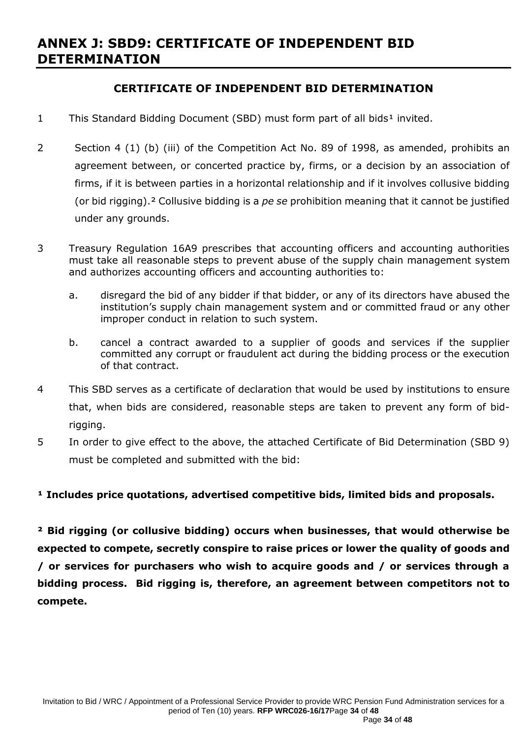# ANNEX J: SBD9: CERTIFICATE OF INDEPENDENT BID DETERMINATION

## CERTIFICATE OF INDEPENDENT BID DETERMINATION

1. This Standard Bidding Document (SBD) must form part of all bids[1] invited.

2. Section 4 (1) (b) (iii) of the Competition Act No. 89 of 1998, as amended, prohibits an agreement between, or concerted practice by, firms, or a decision by an association of firms, if it is between parties in a horizontal relationship and if it involves collusive bidding (or bid rigging).[2] Collusive bidding is a *pe se* prohibition meaning that it cannot be justified under any grounds.

3. Treasury Regulation 16A9 prescribes that accounting officers and accounting authorities must take all reasonable steps to prevent abuse of the supply chain management system and authorizes accounting officers and accounting authorities to:

   a. disregard the bid of any bidder if that bidder, or any of its directors have abused the institution's supply chain management system and or committed fraud or any other improper conduct in relation to such system.

   b. cancel a contract awarded to a supplier of goods and services if the supplier committed any corrupt or fraudulent act during the bidding process or the execution of that contract.

4. This SBD serves as a certificate of declaration that would be used by institutions to ensure that, when bids are considered, reasonable steps are taken to prevent any form of bid-rigging.

5. In order to give effect to the above, the attached Certificate of Bid Determination (SBD 9) must be completed and submitted with the bid:

**[1] Includes price quotations, advertised competitive bids, limited bids and proposals.**

**[2] Bid rigging (or collusive bidding) occurs when businesses, that would otherwise be expected to compete, secretly conspire to raise prices or lower the quality of goods and / or services for purchasers who wish to acquire goods and / or services through a bidding process. Bid rigging is, therefore, an agreement between competitors not to compete.**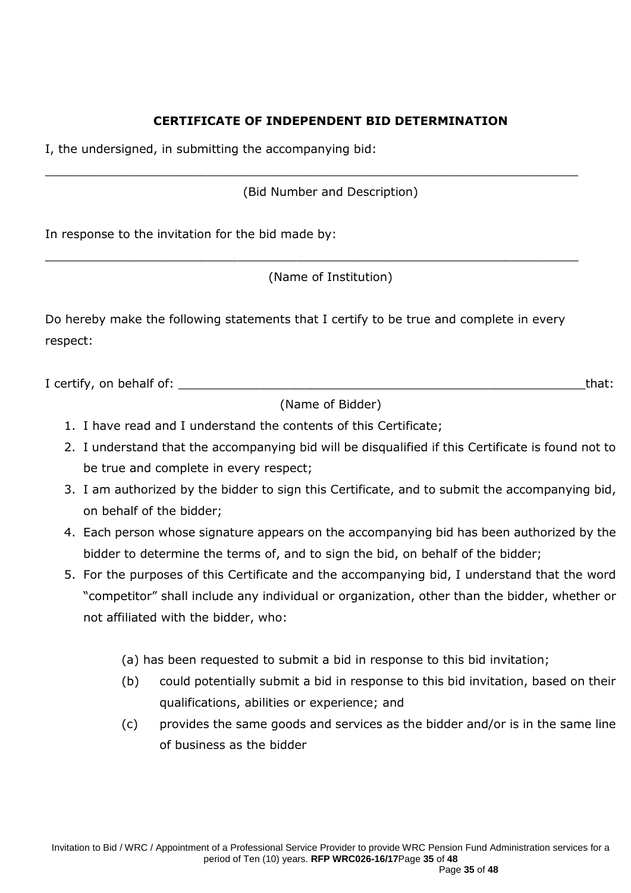## CERTIFICATE OF INDEPENDENT BID DETERMINATION

I, the undersigned, in submitting the accompanying bid:

\_\_\_\_\_\_\_\_\_\_\_\_\_\_\_\_\_\_\_\_\_\_\_\_\_\_\_\_\_\_\_\_\_\_\_\_\_\_\_\_\_\_\_\_\_\_\_\_\_\_\_\_\_\_\_\_\_\_\_\_\_\_\_\_\_\_\_\_\_\_

(Bid Number and Description)

In response to the invitation for the bid made by:

\_\_\_\_\_\_\_\_\_\_\_\_\_\_\_\_\_\_\_\_\_\_\_\_\_\_\_\_\_\_\_\_\_\_\_\_\_\_\_\_\_\_\_\_\_\_\_\_\_\_\_\_\_\_\_\_\_\_\_\_\_\_\_\_\_\_\_\_\_\_

(Name of Institution)

Do hereby make the following statements that I certify to be true and complete in every respect:

I certify, on behalf of: \_\_\_\_\_\_\_\_\_\_\_\_\_\_\_\_\_\_\_\_\_\_\_\_\_\_\_\_\_\_\_\_\_\_\_\_\_\_\_\_\_\_\_\_\_\_\_\_\_\_\_\_\_\_\_\_that:

(Name of Bidder)

1. I have read and I understand the contents of this Certificate;
2. I understand that the accompanying bid will be disqualified if this Certificate is found not to be true and complete in every respect;
3. I am authorized by the bidder to sign this Certificate, and to submit the accompanying bid, on behalf of the bidder;
4. Each person whose signature appears on the accompanying bid has been authorized by the bidder to determine the terms of, and to sign the bid, on behalf of the bidder;
5. For the purposes of this Certificate and the accompanying bid, I understand that the word "competitor" shall include any individual or organization, other than the bidder, whether or not affiliated with the bidder, who:

    (a) has been requested to submit a bid in response to this bid invitation;

    (b) could potentially submit a bid in response to this bid invitation, based on their qualifications, abilities or experience; and

    (c) provides the same goods and services as the bidder and/or is in the same line of business as the bidder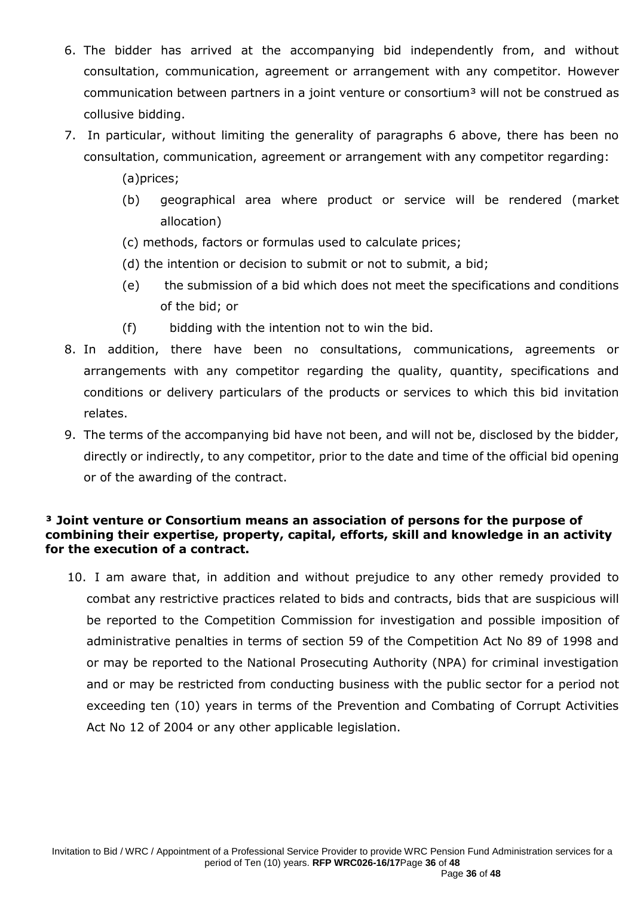6. The bidder has arrived at the accompanying bid independently from, and without consultation, communication, agreement or arrangement with any competitor. However communication between partners in a joint venture or consortium[3] will not be construed as collusive bidding.
7. In particular, without limiting the generality of paragraphs 6 above, there has been no consultation, communication, agreement or arrangement with any competitor regarding:
   - (a) prices;
   - (b) geographical area where product or service will be rendered (market allocation)
   - (c) methods, factors or formulas used to calculate prices;
   - (d) the intention or decision to submit or not to submit, a bid;
   - (e) the submission of a bid which does not meet the specifications and conditions of the bid; or
   - (f) bidding with the intention not to win the bid.
8. In addition, there have been no consultations, communications, agreements or arrangements with any competitor regarding the quality, quantity, specifications and conditions or delivery particulars of the products or services to which this bid invitation relates.
9. The terms of the accompanying bid have not been, and will not be, disclosed by the bidder, directly or indirectly, to any competitor, prior to the date and time of the official bid opening or of the awarding of the contract.

**[3] Joint venture or Consortium means an association of persons for the purpose of combining their expertise, property, capital, efforts, skill and knowledge in an activity for the execution of a contract.**

10. I am aware that, in addition and without prejudice to any other remedy provided to combat any restrictive practices related to bids and contracts, bids that are suspicious will be reported to the Competition Commission for investigation and possible imposition of administrative penalties in terms of section 59 of the Competition Act No 89 of 1998 and or may be reported to the National Prosecuting Authority (NPA) for criminal investigation and or may be restricted from conducting business with the public sector for a period not exceeding ten (10) years in terms of the Prevention and Combating of Corrupt Activities Act No 12 of 2004 or any other applicable legislation.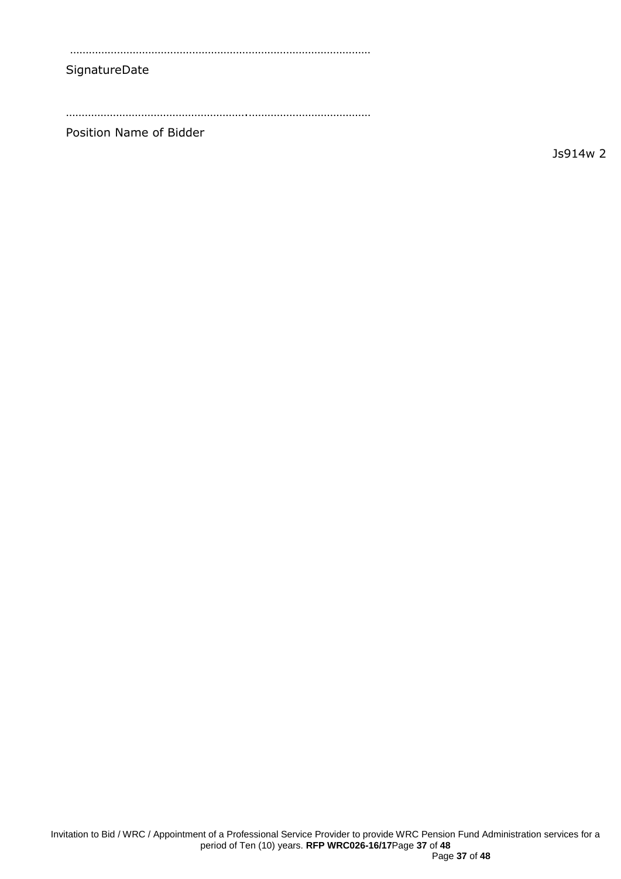…………………………………………………………………………………………

SignatureDate

…………………………………………………….…………………………………

Position Name of Bidder

Js914w 2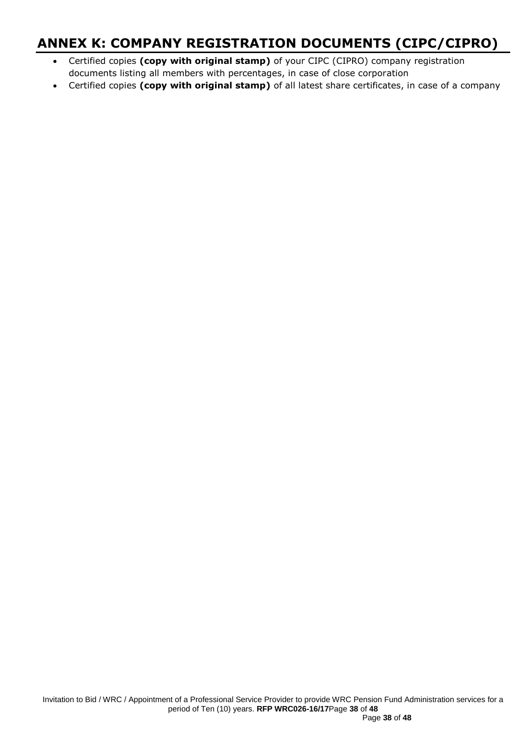# ANNEX K: COMPANY REGISTRATION DOCUMENTS (CIPC/CIPRO)

- Certified copies **(copy with original stamp)** of your CIPC (CIPRO) company registration documents listing all members with percentages, in case of close corporation
- Certified copies **(copy with original stamp)** of all latest share certificates, in case of a company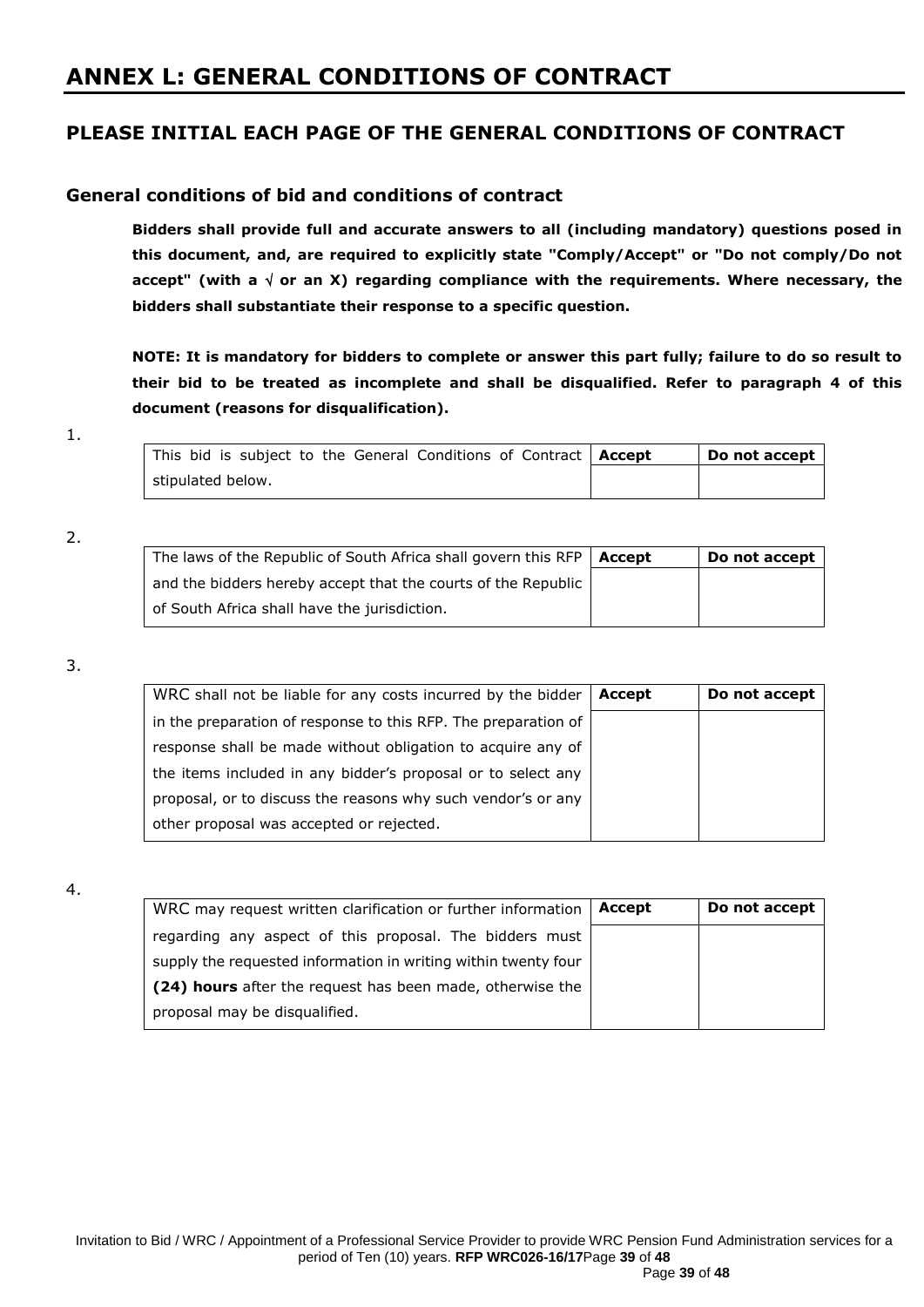# ANNEX L: GENERAL CONDITIONS OF CONTRACT

## PLEASE INITIAL EACH PAGE OF THE GENERAL CONDITIONS OF CONTRACT

### General conditions of bid and conditions of contract

**Bidders shall provide full and accurate answers to all (including mandatory) questions posed in this document, and, are required to explicitly state "Comply/Accept" or "Do not comply/Do not accept" (with a √ or an X) regarding compliance with the requirements. Where necessary, the bidders shall substantiate their response to a specific question.**

**NOTE: It is mandatory for bidders to complete or answer this part fully; failure to do so result to their bid to be treated as incomplete and shall be disqualified. Refer to paragraph 4 of this document (reasons for disqualification).**

1.

| This bid is subject to the General Conditions of Contract stipulated below. | **Accept** | **Do not accept** |
|---|---|---|
| | | |

2.

| The laws of the Republic of South Africa shall govern this RFP and the bidders hereby accept that the courts of the Republic of South Africa shall have the jurisdiction. | **Accept** | **Do not accept** |
|---|---|---|
| | | |

3.

| WRC shall not be liable for any costs incurred by the bidder in the preparation of response to this RFP. The preparation of response shall be made without obligation to acquire any of the items included in any bidder's proposal or to select any proposal, or to discuss the reasons why such vendor's or any other proposal was accepted or rejected. | **Accept** | **Do not accept** |
|---|---|---|
| | | |

4.

| WRC may request written clarification or further information regarding any aspect of this proposal. The bidders must supply the requested information in writing within twenty four **(24) hours** after the request has been made, otherwise the proposal may be disqualified. | **Accept** | **Do not accept** |
|---|---|---|
| | | |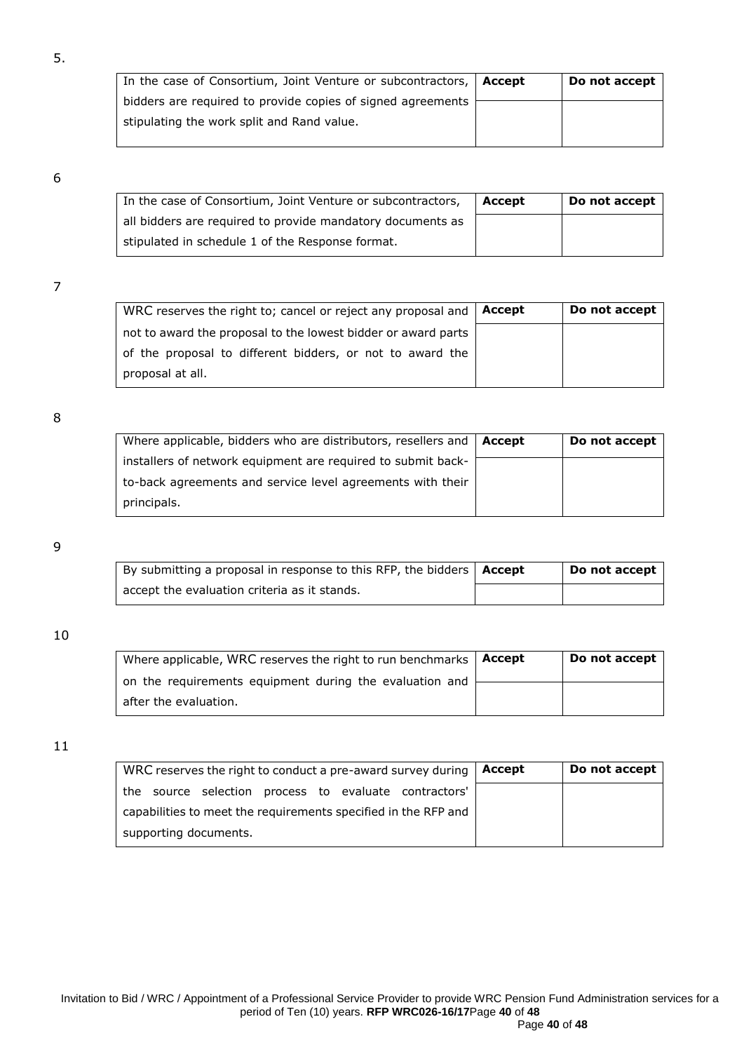5.

| In the case of Consortium, Joint Venture or subcontractors, bidders are required to provide copies of signed agreements stipulating the work split and Rand value. | **Accept** | **Do not accept** |
|---|---|---|
| | | |

6

| In the case of Consortium, Joint Venture or subcontractors, all bidders are required to provide mandatory documents as stipulated in schedule 1 of the Response format. | **Accept** | **Do not accept** |
|---|---|---|
| | | |

7

| WRC reserves the right to; cancel or reject any proposal and not to award the proposal to the lowest bidder or award parts of the proposal to different bidders, or not to award the proposal at all. | **Accept** | **Do not accept** |
|---|---|---|
| | | |

8

| Where applicable, bidders who are distributors, resellers and installers of network equipment are required to submit back-to-back agreements and service level agreements with their principals. | **Accept** | **Do not accept** |
|---|---|---|
| | | |

9

| By submitting a proposal in response to this RFP, the bidders accept the evaluation criteria as it stands. | **Accept** | **Do not accept** |
|---|---|---|
| | | |

10

| Where applicable, WRC reserves the right to run benchmarks on the requirements equipment during the evaluation and after the evaluation. | **Accept** | **Do not accept** |
|---|---|---|
| | | |

11

| WRC reserves the right to conduct a pre-award survey during the source selection process to evaluate contractors' capabilities to meet the requirements specified in the RFP and supporting documents. | **Accept** | **Do not accept** |
|---|---|---|
| | | |

Invitation to Bid / WRC / Appointment of a Professional Service Provider to provide WRC Pension Fund Administration services for a period of Ten (10) years. **RFP WRC026-16/17**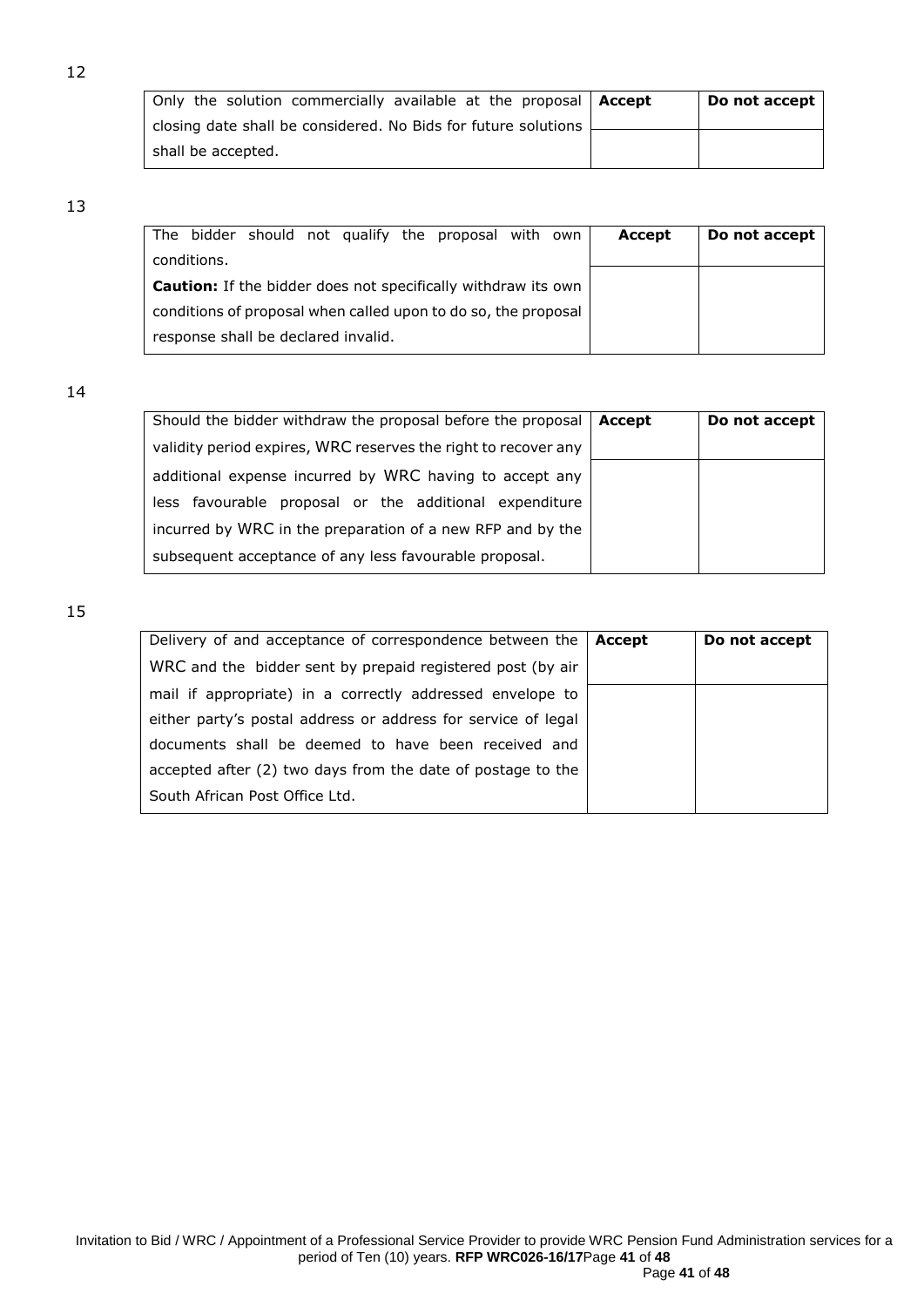12

| Only the solution commercially available at the proposal closing date shall be considered. No Bids for future solutions shall be accepted. | **Accept** | **Do not accept** |
|---|---|---|
| | | |

13

| The bidder should not qualify the proposal with own conditions.<br>**Caution:** If the bidder does not specifically withdraw its own conditions of proposal when called upon to do so, the proposal response shall be declared invalid. | **Accept** | **Do not accept** |
|---|---|---|
| | | |

14

| Should the bidder withdraw the proposal before the proposal validity period expires, WRC reserves the right to recover any additional expense incurred by WRC having to accept any less favourable proposal or the additional expenditure incurred by WRC in the preparation of a new RFP and by the subsequent acceptance of any less favourable proposal. | **Accept** | **Do not accept** |
|---|---|---|
| | | |

15

| Delivery of and acceptance of correspondence between the WRC and the bidder sent by prepaid registered post (by air mail if appropriate) in a correctly addressed envelope to either party's postal address or address for service of legal documents shall be deemed to have been received and accepted after (2) two days from the date of postage to the South African Post Office Ltd. | **Accept** | **Do not accept** |
|---|---|---|
| | | |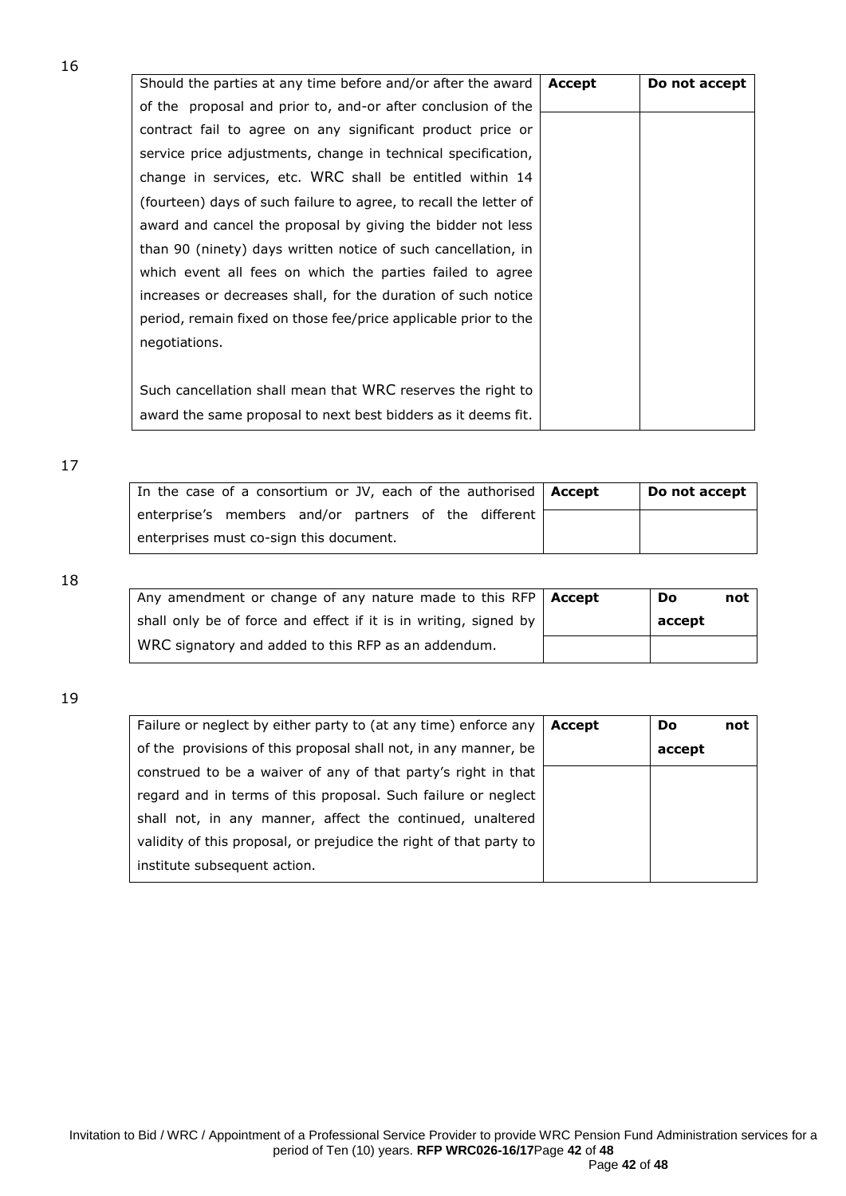16

| Should the parties at any time before and/or after the award of the proposal and prior to, and-or after conclusion of the contract fail to agree on any significant product price or service price adjustments, change in technical specification, change in services, etc. WRC shall be entitled within 14 (fourteen) days of such failure to agree, to recall the letter of award and cancel the proposal by giving the bidder not less than 90 (ninety) days written notice of such cancellation, in which event all fees on which the parties failed to agree increases or decreases shall, for the duration of such notice period, remain fixed on those fee/price applicable prior to the negotiations.<br><br>Such cancellation shall mean that WRC reserves the right to award the same proposal to next best bidders as it deems fit. | **Accept** | **Do not accept** |
|---|---|---|
| | | |

17

| In the case of a consortium or JV, each of the authorised enterprise's members and/or partners of the different enterprises must co-sign this document. | **Accept** | **Do not accept** |
|---|---|---|
| | | |

18

| Any amendment or change of any nature made to this RFP shall only be of force and effect if it is in writing, signed by WRC signatory and added to this RFP as an addendum. | **Accept** | **Do not accept** |
|---|---|---|
| | | |

19

| Failure or neglect by either party to (at any time) enforce any of the provisions of this proposal shall not, in any manner, be construed to be a waiver of any of that party's right in that regard and in terms of this proposal. Such failure or neglect shall not, in any manner, affect the continued, unaltered validity of this proposal, or prejudice the right of that party to institute subsequent action. | **Accept** | **Do not accept** |
|---|---|---|
| | | |

Invitation to Bid / WRC / Appointment of a Professional Service Provider to provide WRC Pension Fund Administration services for a period of Ten (10) years. **RFP WRC026-16/17**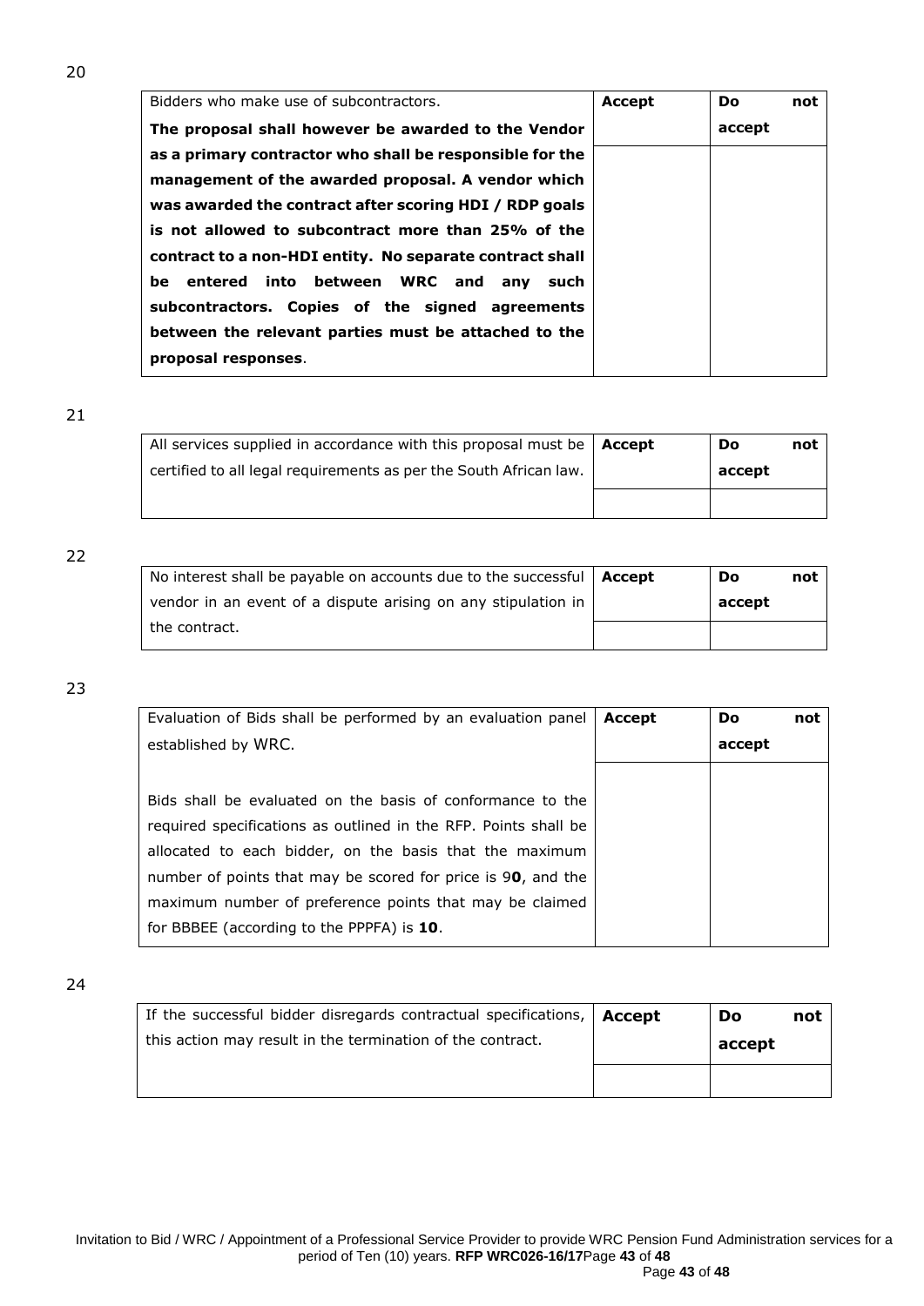20

| Bidders who make use of subcontractors. **The proposal shall however be awarded to the Vendor as a primary contractor who shall be responsible for the management of the awarded proposal. A vendor which was awarded the contract after scoring HDI / RDP goals is not allowed to subcontract more than 25% of the contract to a non-HDI entity. No separate contract shall be entered into between WRC and any such subcontractors. Copies of the signed agreements between the relevant parties must be attached to the proposal responses**. | **Accept** | **Do not accept** |
|---|---|---|
| | | |

21

| All services supplied in accordance with this proposal must be certified to all legal requirements as per the South African law. | **Accept** | **Do not accept** |
|---|---|---|
| | | |

22

| No interest shall be payable on accounts due to the successful vendor in an event of a dispute arising on any stipulation in the contract. | **Accept** | **Do not accept** |
|---|---|---|
| | | |

23

| Evaluation of Bids shall be performed by an evaluation panel established by WRC.<br><br>Bids shall be evaluated on the basis of conformance to the required specifications as outlined in the RFP. Points shall be allocated to each bidder, on the basis that the maximum number of points that may be scored for price is 9**0**, and the maximum number of preference points that may be claimed for BBBEE (according to the PPPFA) is **10**. | **Accept** | **Do not accept** |
|---|---|---|
| | | |

24

| If the successful bidder disregards contractual specifications, this action may result in the termination of the contract. | **Accept** | **Do not accept** |
|---|---|---|
| | | |

Invitation to Bid / WRC / Appointment of a Professional Service Provider to provide WRC Pension Fund Administration services for a period of Ten (10) years. **RFP WRC026-16/17**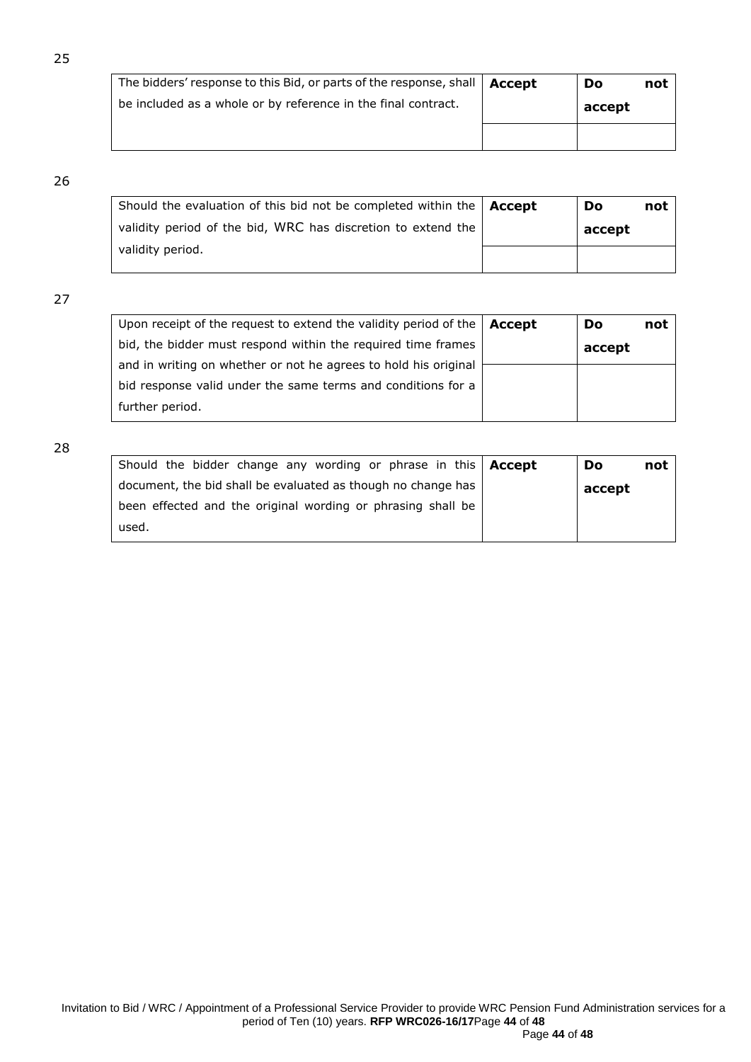25

| The bidders' response to this Bid, or parts of the response, shall be included as a whole or by reference in the final contract. | **Accept** | **Do not accept** |
|---|---|---|
| | | |

26

| Should the evaluation of this bid not be completed within the validity period of the bid, WRC has discretion to extend the validity period. | **Accept** | **Do not accept** |
|---|---|---|
| | | |

27

| Upon receipt of the request to extend the validity period of the bid, the bidder must respond within the required time frames and in writing on whether or not he agrees to hold his original bid response valid under the same terms and conditions for a further period. | **Accept** | **Do not accept** |
|---|---|---|
| | | |

28

| Should the bidder change any wording or phrase in this document, the bid shall be evaluated as though no change has been effected and the original wording or phrasing shall be used. | **Accept** | **Do not accept** |
|---|---|---|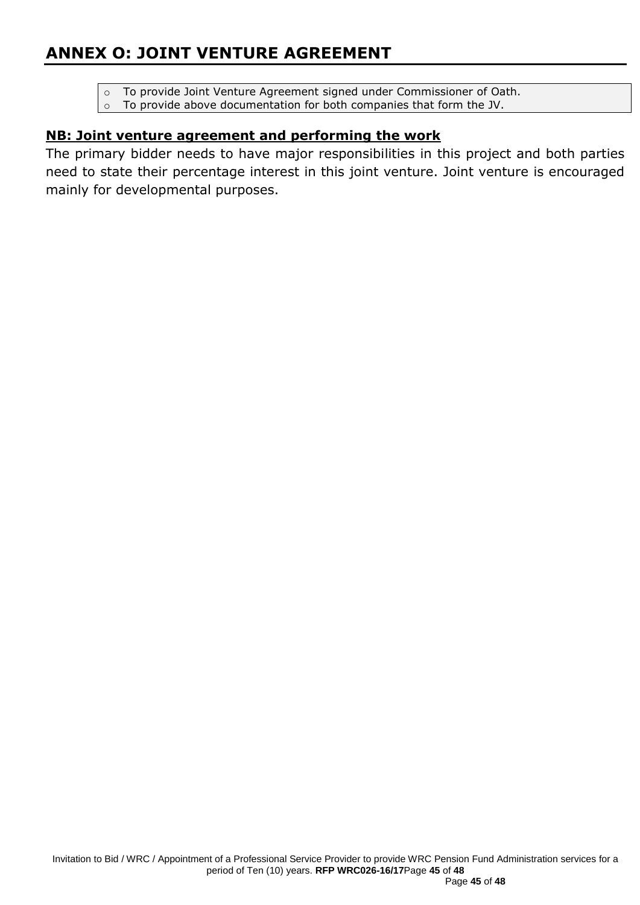# ANNEX O: JOINT VENTURE AGREEMENT

- To provide Joint Venture Agreement signed under Commissioner of Oath.
- To provide above documentation for both companies that form the JV.

**NB: Joint venture agreement and performing the work**

The primary bidder needs to have major responsibilities in this project and both parties need to state their percentage interest in this joint venture. Joint venture is encouraged mainly for developmental purposes.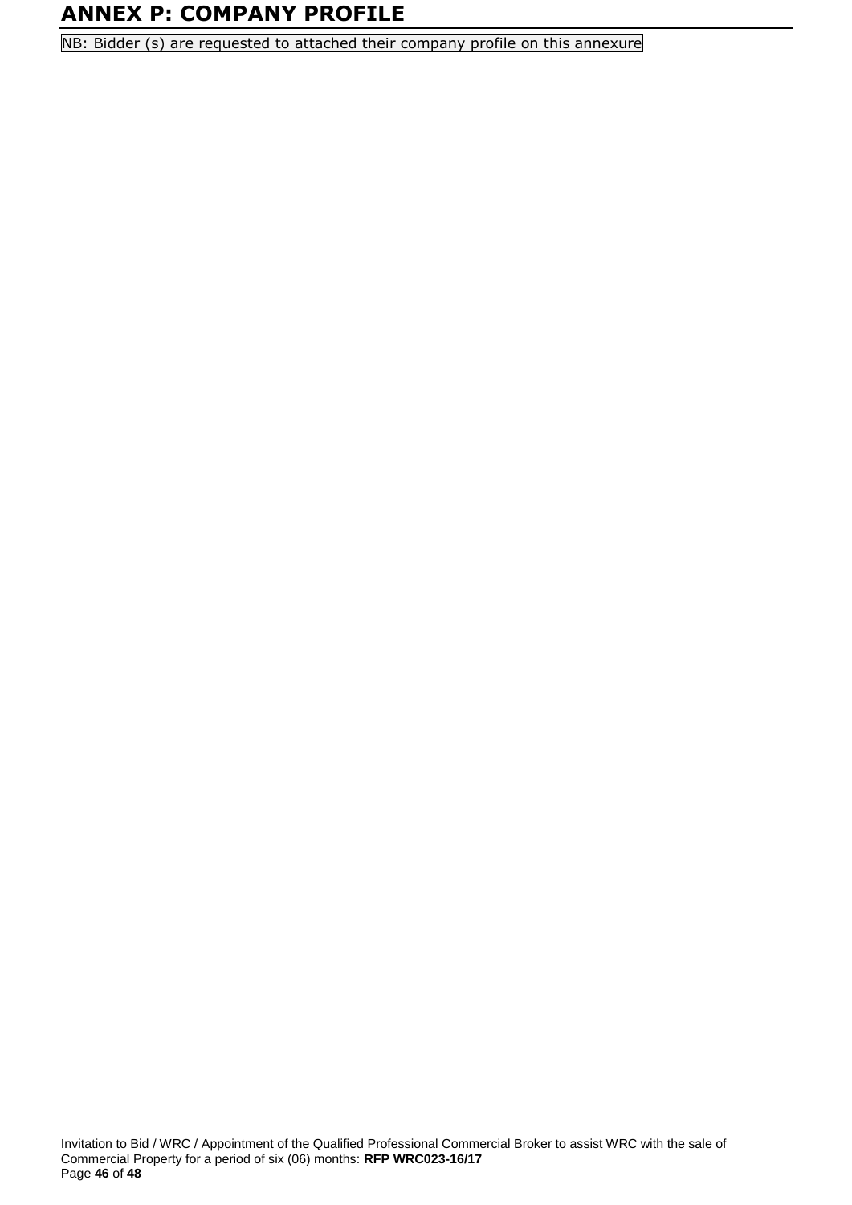# ANNEX P: COMPANY PROFILE

NB: Bidder (s) are requested to attached their company profile on this annexure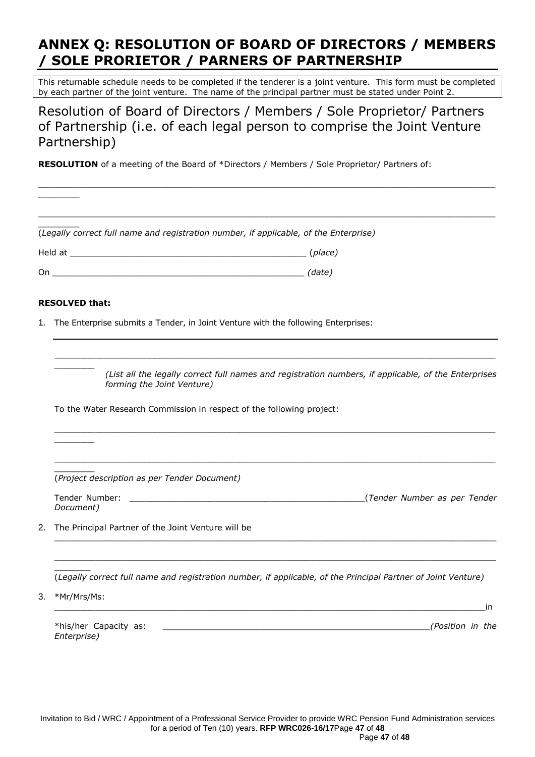# ANNEX Q: RESOLUTION OF BOARD OF DIRECTORS / MEMBERS / SOLE PRORIETOR / PARNERS OF PARTNERSHIP

This returnable schedule needs to be completed if the tenderer is a joint venture. This form must be completed by each partner of the joint venture. The name of the principal partner must be stated under Point 2.

## Resolution of Board of Directors / Members / Sole Proprietor/ Partners of Partnership (i.e. of each legal person to comprise the Joint Venture Partnership)

**RESOLUTION** of a meeting of the Board of *Directors / Members / Sole Proprietor/ Partners of:

___________________________________________________________________________________________

___________________________________________________________________________________________

(*Legally correct full name and registration number, if applicable, of the Enterprise*)

Held at _______________________________________________ (*place*)

On _________________________________________________ *(date)*

**RESOLVED that:**

1. The Enterprise submits a Tender, in Joint Venture with the following Enterprises:

   ___________________________________________________________________________________________

   ___________________________________________________________________________________________

   *(List all the legally correct full names and registration numbers, if applicable, of the Enterprises forming the Joint Venture)*

   To the Water Research Commission in respect of the following project:

   ___________________________________________________________________________________________

   ___________________________________________________________________________________________

   (*Project description as per Tender Document)*

   Tender Number: _____________________________________________(*Tender Number as per Tender Document)*

2. The Principal Partner of the Joint Venture will be

   ___________________________________________________________________________________________

   ___________________________________________________________________________________________

   (*Legally correct full name and registration number, if applicable, of the Principal Partner of Joint Venture)*

3. *Mr/Mrs/Ms:

   ___________________________________________________________________________________________in

   *his/her Capacity as: ____________________________________________________*(Position in the Enterprise)*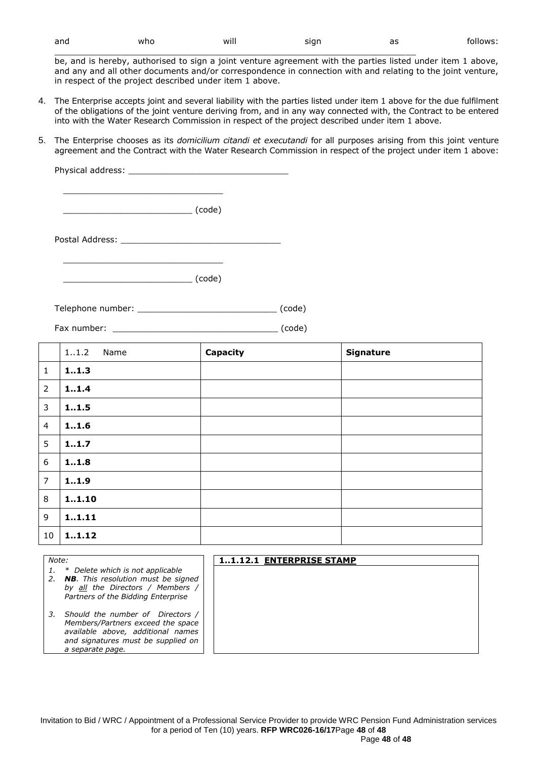and who will sign as follows: ________________________________________________________________________

be, and is hereby, authorised to sign a joint venture agreement with the parties listed under item 1 above, and any and all other documents and/or correspondence in connection with and relating to the joint venture, in respect of the project described under item 1 above.

4. The Enterprise accepts joint and several liability with the parties listed under item 1 above for the due fulfilment of the obligations of the joint venture deriving from, and in any way connected with, the Contract to be entered into with the Water Research Commission in respect of the project described under item 1 above.

5. The Enterprise chooses as its *domicilium citandi et executandi* for all purposes arising from this joint venture agreement and the Contract with the Water Research Commission in respect of the project under item 1 above:

Physical address: _______________________________

_______________________________

_________________________ (code)

Postal Address: _______________________________

_______________________________

_________________________ (code)

Telephone number: ___________________________ (code)

Fax number: _______________________________ (code)

| | 1..1.2 Name | **Capacity** | **Signature** |
|---|---|---|---|
| 1 | **1..1.3** | | |
| 2 | **1..1.4** | | |
| 3 | **1..1.5** | | |
| 4 | **1..1.6** | | |
| 5 | **1..1.7** | | |
| 6 | **1..1.8** | | |
| 7 | **1..1.9** | | |
| 8 | **1..1.10** | | |
| 9 | **1..1.11** | | |
| 10 | **1..1.12** | | |

*Note:*

1. *\* Delete which is not applicable*
2. ***NB**. This resolution must be signed by all the Directors / Members / Partners of the Bidding Enterprise*
3. *Should the number of Directors / Members/Partners exceed the space available above, additional names and signatures must be supplied on a separate page.*

**1..1.12.1 ENTERPRISE STAMP**